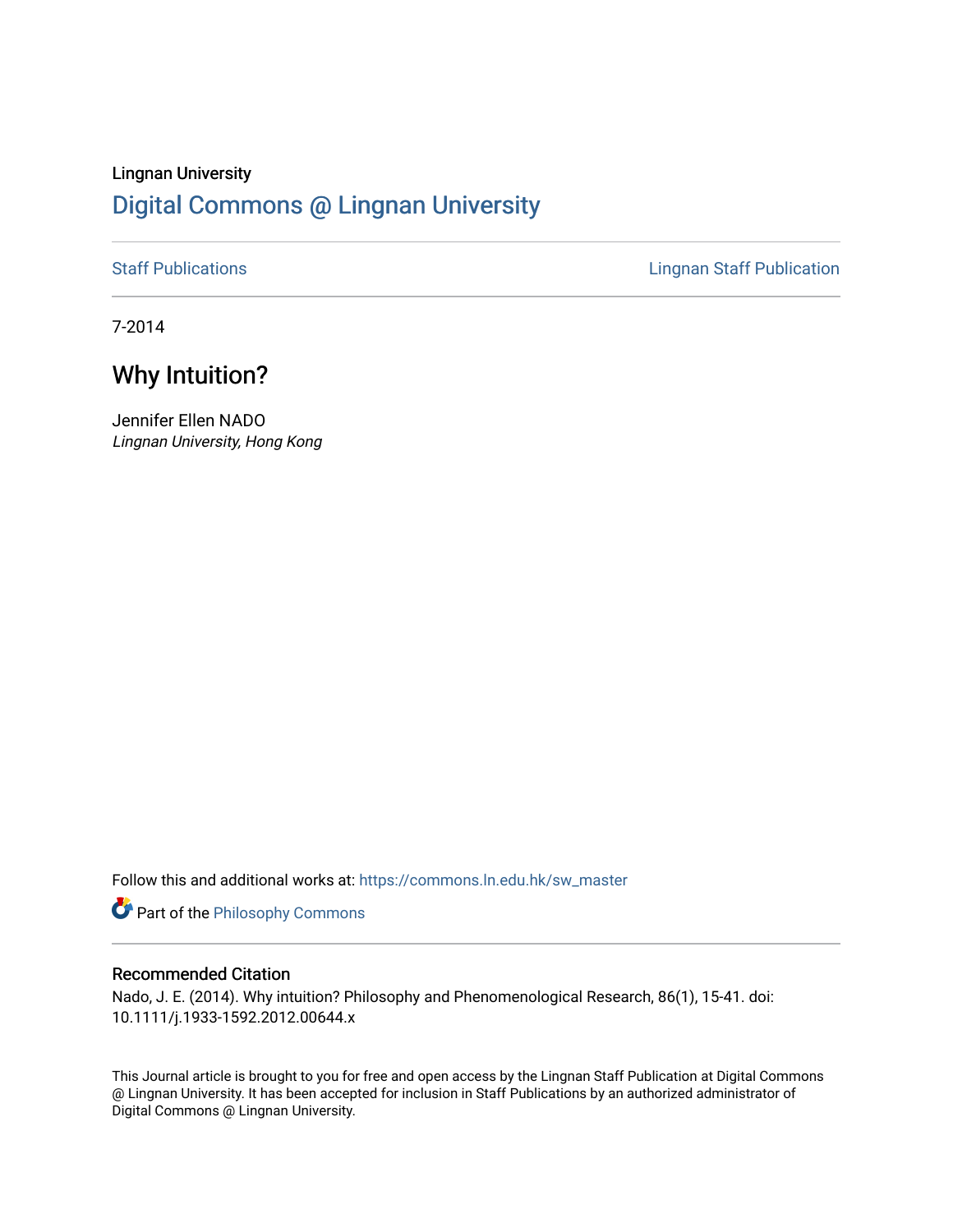Lingnan University

# Digital Commons @ Lingnan University

Staff Publications

Lingnan Staff Publication

7-2014

## Why Intuition?

Jennifer Ellen NADO
*Lingnan University, Hong Kong*

Follow this and additional works at: https://commons.ln.edu.hk/sw_master

Part of the Philosophy Commons

### Recommended Citation

Nado, J. E. (2014). Why intuition? Philosophy and Phenomenological Research, 86(1), 15-41. doi: 10.1111/j.1933-1592.2012.00644.x

This Journal article is brought to you for free and open access by the Lingnan Staff Publication at Digital Commons @ Lingnan University. It has been accepted for inclusion in Staff Publications by an authorized administrator of Digital Commons @ Lingnan University.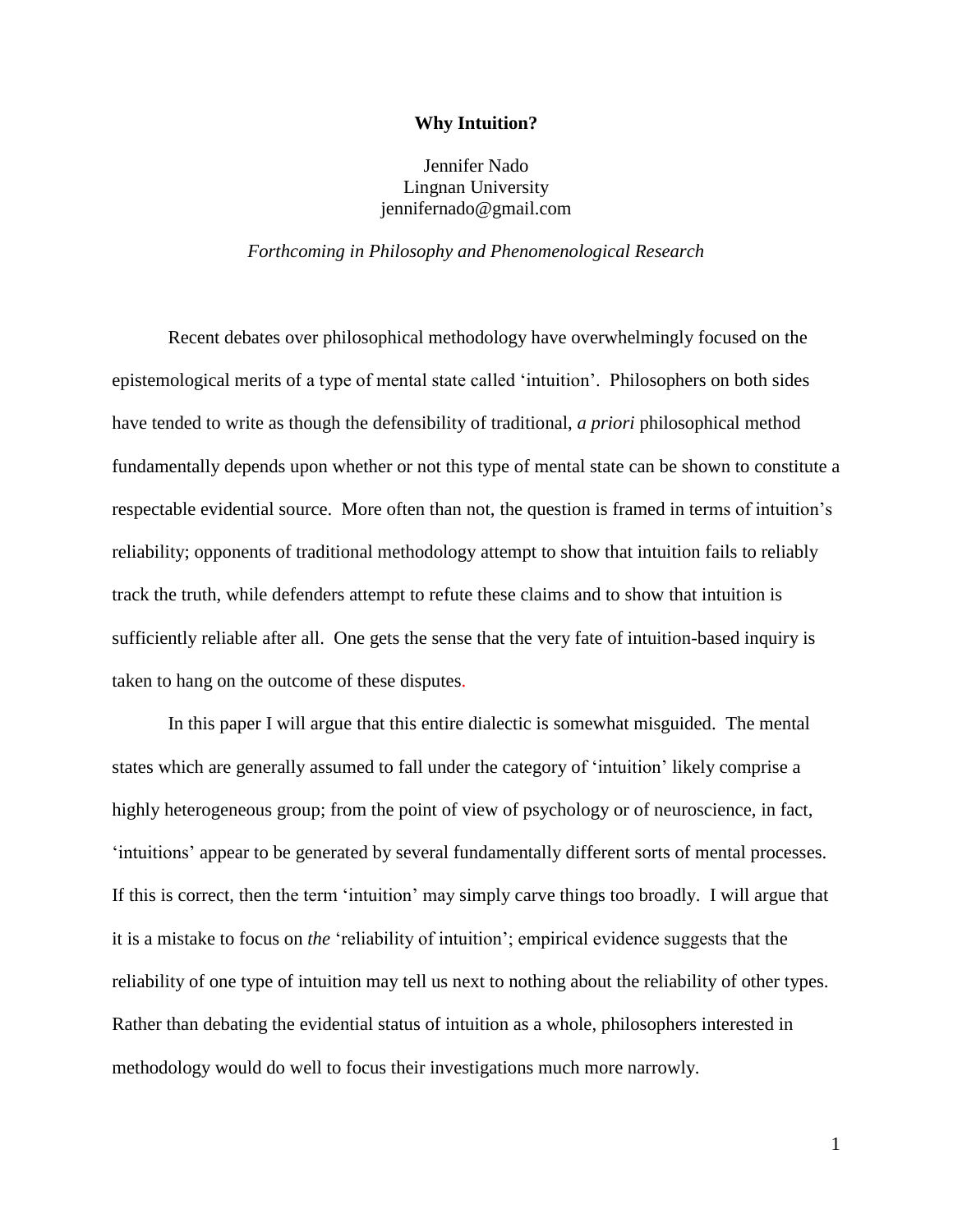**Why Intuition?**

Jennifer Nado
Lingnan University
jennifernado@gmail.com

*Forthcoming in Philosophy and Phenomenological Research*

Recent debates over philosophical methodology have overwhelmingly focused on the epistemological merits of a type of mental state called 'intuition'. Philosophers on both sides have tended to write as though the defensibility of traditional, *a priori* philosophical method fundamentally depends upon whether or not this type of mental state can be shown to constitute a respectable evidential source. More often than not, the question is framed in terms of intuition's reliability; opponents of traditional methodology attempt to show that intuition fails to reliably track the truth, while defenders attempt to refute these claims and to show that intuition is sufficiently reliable after all. One gets the sense that the very fate of intuition-based inquiry is taken to hang on the outcome of these disputes.

In this paper I will argue that this entire dialectic is somewhat misguided. The mental states which are generally assumed to fall under the category of 'intuition' likely comprise a highly heterogeneous group; from the point of view of psychology or of neuroscience, in fact, 'intuitions' appear to be generated by several fundamentally different sorts of mental processes. If this is correct, then the term 'intuition' may simply carve things too broadly. I will argue that it is a mistake to focus on *the* 'reliability of intuition'; empirical evidence suggests that the reliability of one type of intuition may tell us next to nothing about the reliability of other types. Rather than debating the evidential status of intuition as a whole, philosophers interested in methodology would do well to focus their investigations much more narrowly.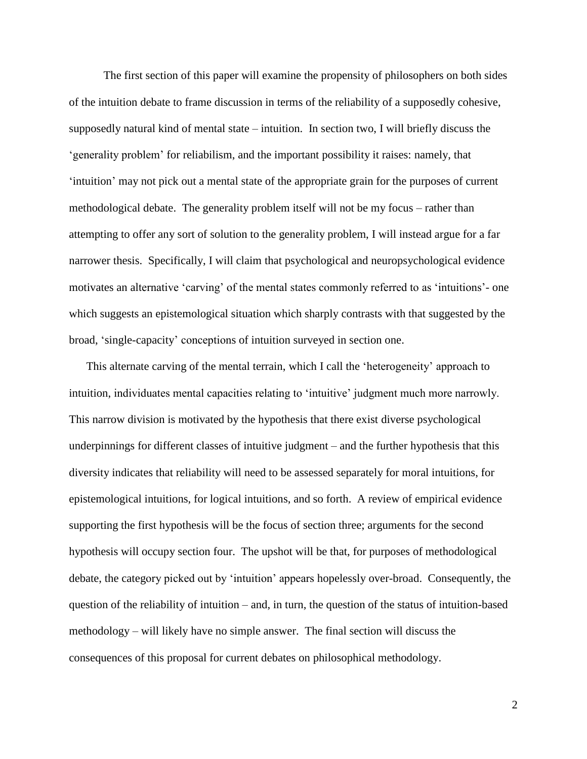The first section of this paper will examine the propensity of philosophers on both sides of the intuition debate to frame discussion in terms of the reliability of a supposedly cohesive, supposedly natural kind of mental state – intuition. In section two, I will briefly discuss the 'generality problem' for reliabilism, and the important possibility it raises: namely, that 'intuition' may not pick out a mental state of the appropriate grain for the purposes of current methodological debate. The generality problem itself will not be my focus – rather than attempting to offer any sort of solution to the generality problem, I will instead argue for a far narrower thesis. Specifically, I will claim that psychological and neuropsychological evidence motivates an alternative 'carving' of the mental states commonly referred to as 'intuitions'- one which suggests an epistemological situation which sharply contrasts with that suggested by the broad, 'single-capacity' conceptions of intuition surveyed in section one.

This alternate carving of the mental terrain, which I call the 'heterogeneity' approach to intuition, individuates mental capacities relating to 'intuitive' judgment much more narrowly. This narrow division is motivated by the hypothesis that there exist diverse psychological underpinnings for different classes of intuitive judgment – and the further hypothesis that this diversity indicates that reliability will need to be assessed separately for moral intuitions, for epistemological intuitions, for logical intuitions, and so forth. A review of empirical evidence supporting the first hypothesis will be the focus of section three; arguments for the second hypothesis will occupy section four. The upshot will be that, for purposes of methodological debate, the category picked out by 'intuition' appears hopelessly over-broad. Consequently, the question of the reliability of intuition – and, in turn, the question of the status of intuition-based methodology – will likely have no simple answer. The final section will discuss the consequences of this proposal for current debates on philosophical methodology.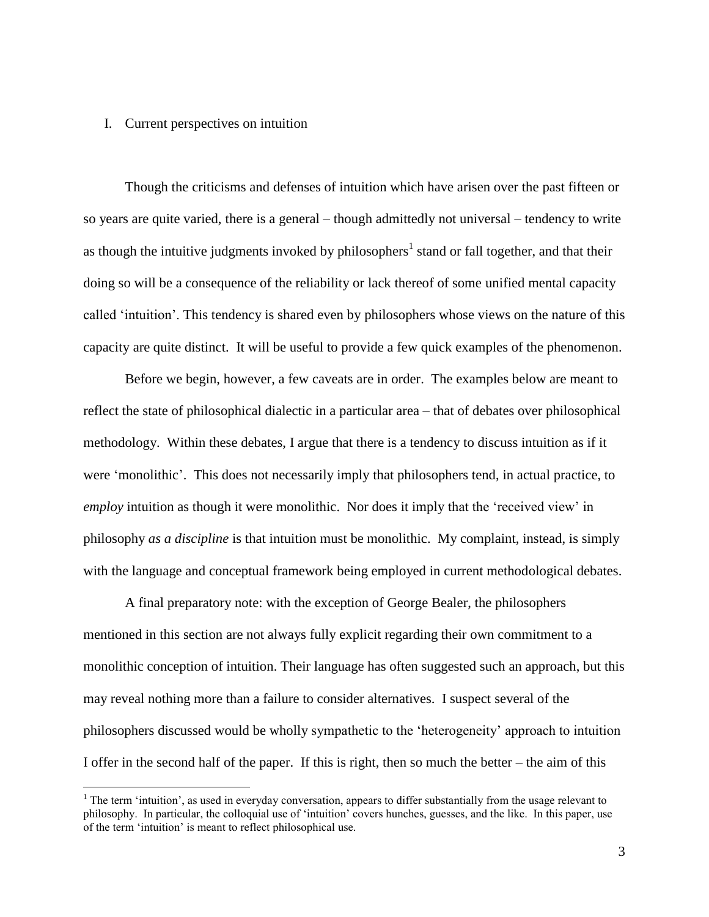## I. Current perspectives on intuition

Though the criticisms and defenses of intuition which have arisen over the past fifteen or so years are quite varied, there is a general – though admittedly not universal – tendency to write as though the intuitive judgments invoked by philosophers[1] stand or fall together, and that their doing so will be a consequence of the reliability or lack thereof of some unified mental capacity called 'intuition'. This tendency is shared even by philosophers whose views on the nature of this capacity are quite distinct. It will be useful to provide a few quick examples of the phenomenon.

Before we begin, however, a few caveats are in order. The examples below are meant to reflect the state of philosophical dialectic in a particular area – that of debates over philosophical methodology. Within these debates, I argue that there is a tendency to discuss intuition as if it were 'monolithic'. This does not necessarily imply that philosophers tend, in actual practice, to *employ* intuition as though it were monolithic. Nor does it imply that the 'received view' in philosophy *as a discipline* is that intuition must be monolithic. My complaint, instead, is simply with the language and conceptual framework being employed in current methodological debates.

A final preparatory note: with the exception of George Bealer, the philosophers mentioned in this section are not always fully explicit regarding their own commitment to a monolithic conception of intuition. Their language has often suggested such an approach, but this may reveal nothing more than a failure to consider alternatives. I suspect several of the philosophers discussed would be wholly sympathetic to the 'heterogeneity' approach to intuition I offer in the second half of the paper. If this is right, then so much the better – the aim of this

[1] The term 'intuition', as used in everyday conversation, appears to differ substantially from the usage relevant to philosophy. In particular, the colloquial use of 'intuition' covers hunches, guesses, and the like. In this paper, use of the term 'intuition' is meant to reflect philosophical use.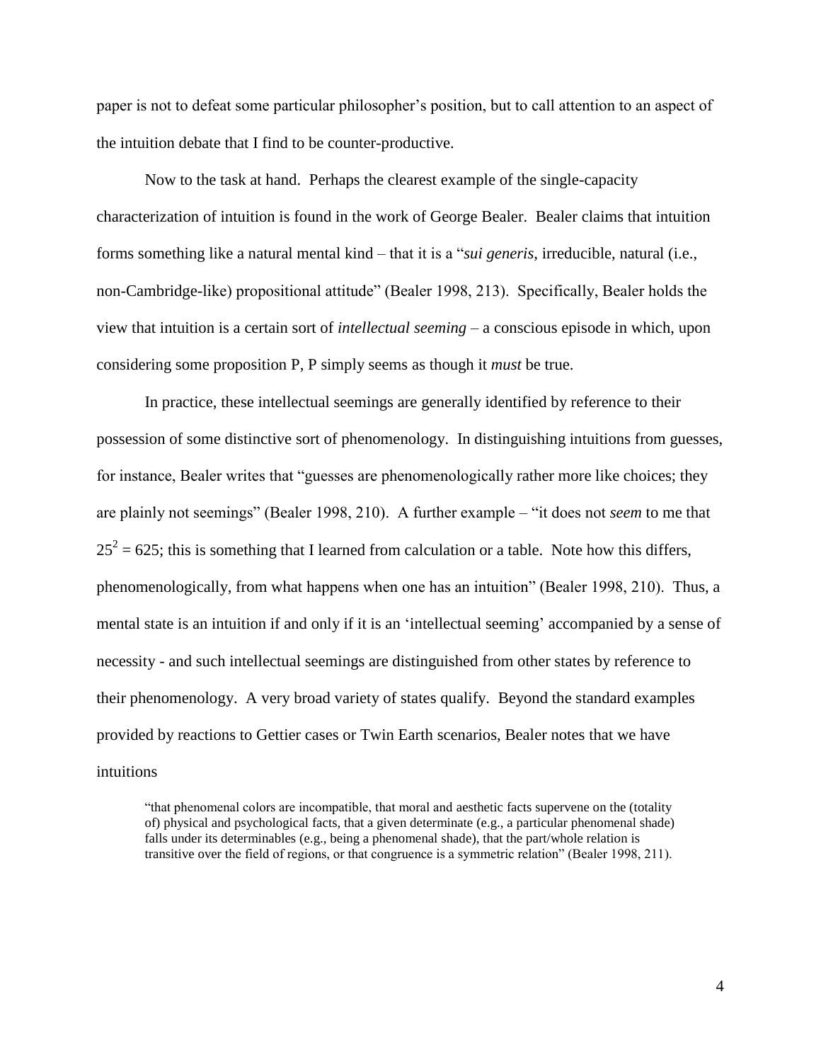paper is not to defeat some particular philosopher's position, but to call attention to an aspect of the intuition debate that I find to be counter-productive.

Now to the task at hand. Perhaps the clearest example of the single-capacity characterization of intuition is found in the work of George Bealer. Bealer claims that intuition forms something like a natural mental kind – that it is a "*sui generis*, irreducible, natural (i.e., non-Cambridge-like) propositional attitude" (Bealer 1998, 213). Specifically, Bealer holds the view that intuition is a certain sort of *intellectual seeming* – a conscious episode in which, upon considering some proposition P, P simply seems as though it *must* be true.

In practice, these intellectual seemings are generally identified by reference to their possession of some distinctive sort of phenomenology. In distinguishing intuitions from guesses, for instance, Bealer writes that "guesses are phenomenologically rather more like choices; they are plainly not seemings" (Bealer 1998, 210). A further example – "it does not *seem* to me that $25^2 = 625$; this is something that I learned from calculation or a table. Note how this differs, phenomenologically, from what happens when one has an intuition" (Bealer 1998, 210). Thus, a mental state is an intuition if and only if it is an 'intellectual seeming' accompanied by a sense of necessity - and such intellectual seemings are distinguished from other states by reference to their phenomenology. A very broad variety of states qualify. Beyond the standard examples provided by reactions to Gettier cases or Twin Earth scenarios, Bealer notes that we have intuitions

> "that phenomenal colors are incompatible, that moral and aesthetic facts supervene on the (totality of) physical and psychological facts, that a given determinate (e.g., a particular phenomenal shade) falls under its determinables (e.g., being a phenomenal shade), that the part/whole relation is transitive over the field of regions, or that congruence is a symmetric relation" (Bealer 1998, 211).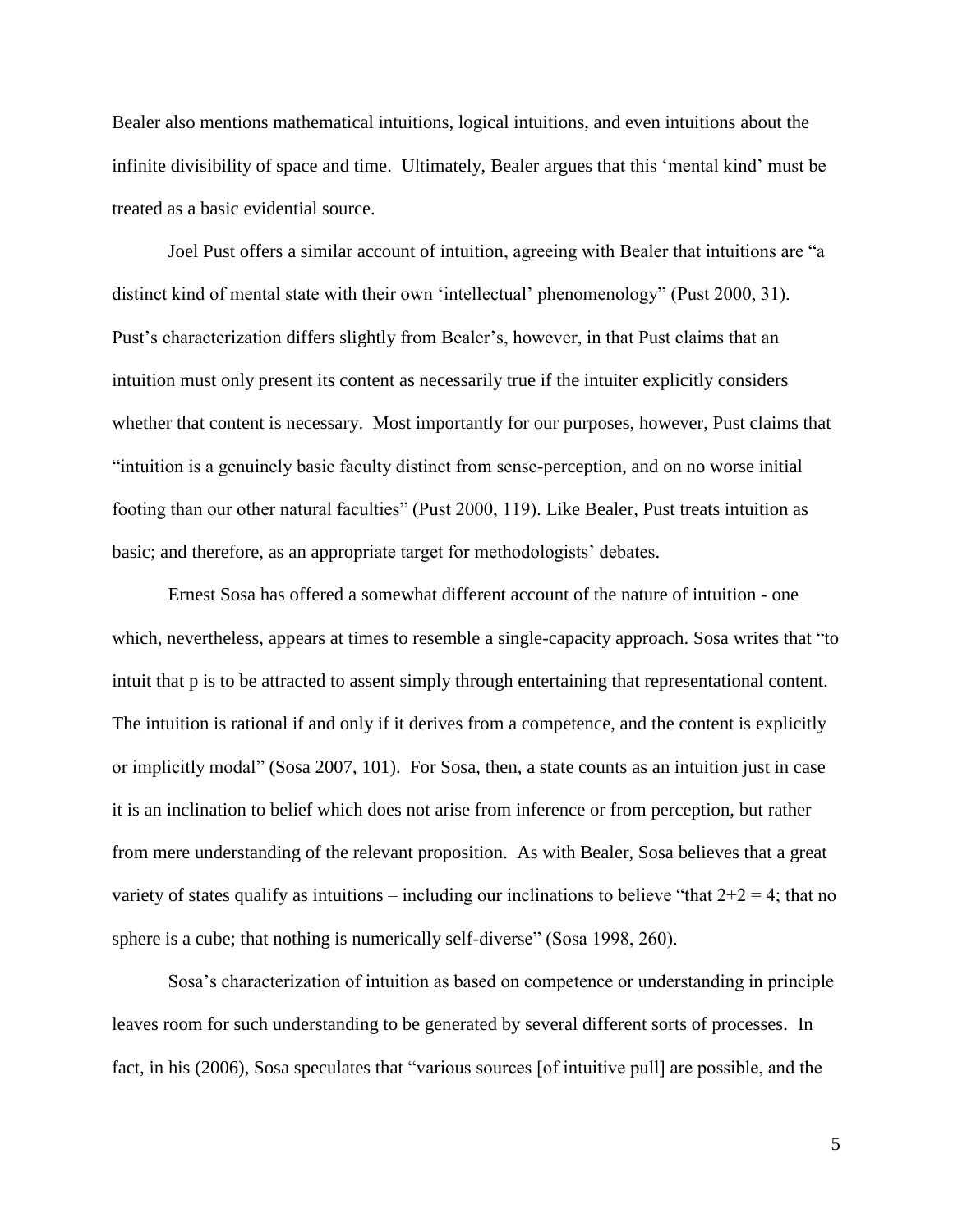Bealer also mentions mathematical intuitions, logical intuitions, and even intuitions about the infinite divisibility of space and time. Ultimately, Bealer argues that this 'mental kind' must be treated as a basic evidential source.

Joel Pust offers a similar account of intuition, agreeing with Bealer that intuitions are "a distinct kind of mental state with their own 'intellectual' phenomenology" (Pust 2000, 31). Pust's characterization differs slightly from Bealer's, however, in that Pust claims that an intuition must only present its content as necessarily true if the intuiter explicitly considers whether that content is necessary. Most importantly for our purposes, however, Pust claims that "intuition is a genuinely basic faculty distinct from sense-perception, and on no worse initial footing than our other natural faculties" (Pust 2000, 119). Like Bealer, Pust treats intuition as basic; and therefore, as an appropriate target for methodologists' debates.

Ernest Sosa has offered a somewhat different account of the nature of intuition - one which, nevertheless, appears at times to resemble a single-capacity approach. Sosa writes that "to intuit that p is to be attracted to assent simply through entertaining that representational content. The intuition is rational if and only if it derives from a competence, and the content is explicitly or implicitly modal" (Sosa 2007, 101). For Sosa, then, a state counts as an intuition just in case it is an inclination to belief which does not arise from inference or from perception, but rather from mere understanding of the relevant proposition. As with Bealer, Sosa believes that a great variety of states qualify as intuitions – including our inclinations to believe "that $2+2 = 4$; that no sphere is a cube; that nothing is numerically self-diverse" (Sosa 1998, 260).

Sosa's characterization of intuition as based on competence or understanding in principle leaves room for such understanding to be generated by several different sorts of processes. In fact, in his (2006), Sosa speculates that "various sources [of intuitive pull] are possible, and the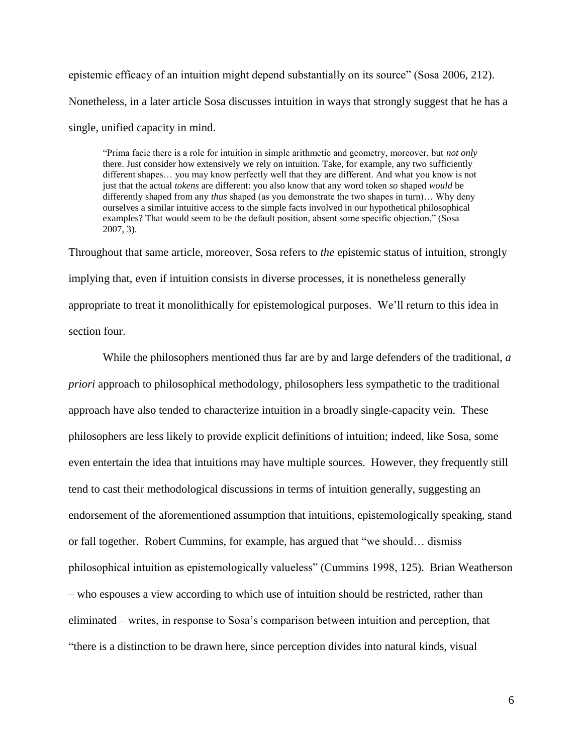epistemic efficacy of an intuition might depend substantially on its source" (Sosa 2006, 212). Nonetheless, in a later article Sosa discusses intuition in ways that strongly suggest that he has a single, unified capacity in mind.

> "Prima facie there is a role for intuition in simple arithmetic and geometry, moreover, but *not only* there. Just consider how extensively we rely on intuition. Take, for example, any two sufficiently different shapes… you may know perfectly well that they are different. And what you know is not just that the actual *tokens* are different: you also know that any word token *so* shaped *would* be differently shaped from any *thus* shaped (as you demonstrate the two shapes in turn)… Why deny ourselves a similar intuitive access to the simple facts involved in our hypothetical philosophical examples? That would seem to be the default position, absent some specific objection," (Sosa 2007, 3).

Throughout that same article, moreover, Sosa refers to *the* epistemic status of intuition, strongly implying that, even if intuition consists in diverse processes, it is nonetheless generally appropriate to treat it monolithically for epistemological purposes. We'll return to this idea in section four.

While the philosophers mentioned thus far are by and large defenders of the traditional, *a priori* approach to philosophical methodology, philosophers less sympathetic to the traditional approach have also tended to characterize intuition in a broadly single-capacity vein. These philosophers are less likely to provide explicit definitions of intuition; indeed, like Sosa, some even entertain the idea that intuitions may have multiple sources. However, they frequently still tend to cast their methodological discussions in terms of intuition generally, suggesting an endorsement of the aforementioned assumption that intuitions, epistemologically speaking, stand or fall together. Robert Cummins, for example, has argued that "we should… dismiss philosophical intuition as epistemologically valueless" (Cummins 1998, 125). Brian Weatherson – who espouses a view according to which use of intuition should be restricted, rather than eliminated – writes, in response to Sosa's comparison between intuition and perception, that "there is a distinction to be drawn here, since perception divides into natural kinds, visual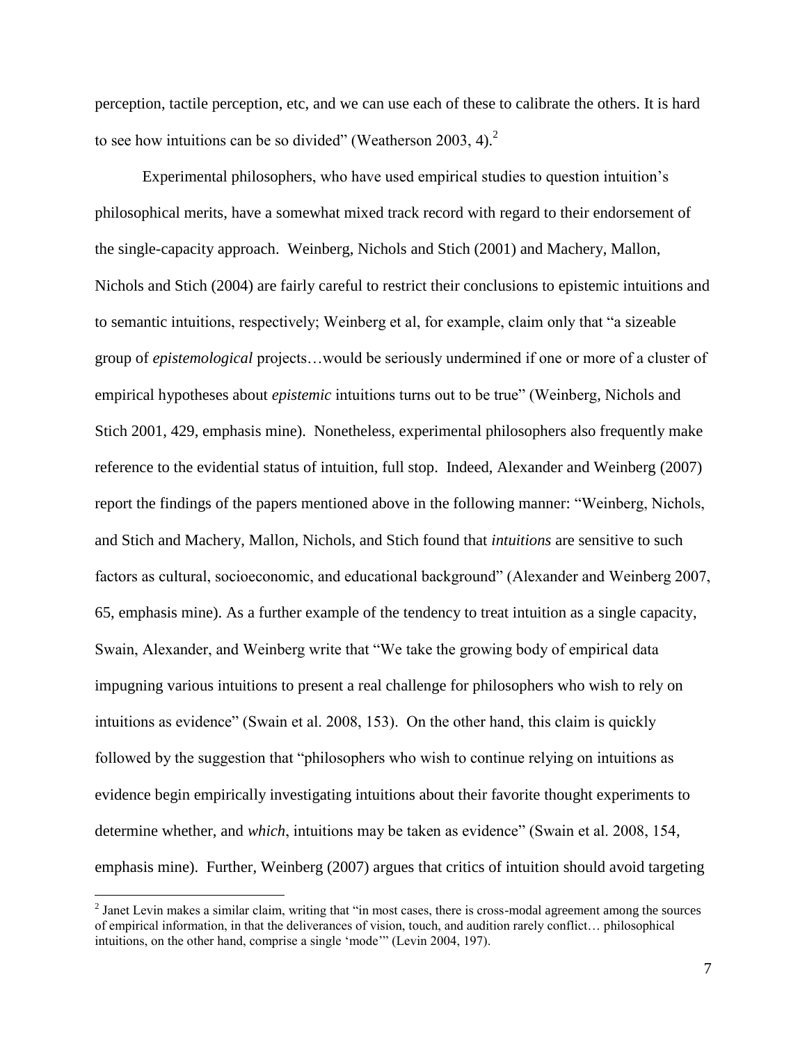perception, tactile perception, etc, and we can use each of these to calibrate the others. It is hard to see how intuitions can be so divided" (Weatherson 2003, 4).[2]

Experimental philosophers, who have used empirical studies to question intuition's philosophical merits, have a somewhat mixed track record with regard to their endorsement of the single-capacity approach. Weinberg, Nichols and Stich (2001) and Machery, Mallon, Nichols and Stich (2004) are fairly careful to restrict their conclusions to epistemic intuitions and to semantic intuitions, respectively; Weinberg et al, for example, claim only that "a sizeable group of *epistemological* projects…would be seriously undermined if one or more of a cluster of empirical hypotheses about *epistemic* intuitions turns out to be true" (Weinberg, Nichols and Stich 2001, 429, emphasis mine). Nonetheless, experimental philosophers also frequently make reference to the evidential status of intuition, full stop. Indeed, Alexander and Weinberg (2007) report the findings of the papers mentioned above in the following manner: "Weinberg, Nichols, and Stich and Machery, Mallon, Nichols, and Stich found that *intuitions* are sensitive to such factors as cultural, socioeconomic, and educational background" (Alexander and Weinberg 2007, 65, emphasis mine). As a further example of the tendency to treat intuition as a single capacity, Swain, Alexander, and Weinberg write that "We take the growing body of empirical data impugning various intuitions to present a real challenge for philosophers who wish to rely on intuitions as evidence" (Swain et al. 2008, 153). On the other hand, this claim is quickly followed by the suggestion that "philosophers who wish to continue relying on intuitions as evidence begin empirically investigating intuitions about their favorite thought experiments to determine whether, and *which*, intuitions may be taken as evidence" (Swain et al. 2008, 154, emphasis mine). Further, Weinberg (2007) argues that critics of intuition should avoid targeting

---

[2] Janet Levin makes a similar claim, writing that "in most cases, there is cross-modal agreement among the sources of empirical information, in that the deliverances of vision, touch, and audition rarely conflict… philosophical intuitions, on the other hand, comprise a single 'mode'" (Levin 2004, 197).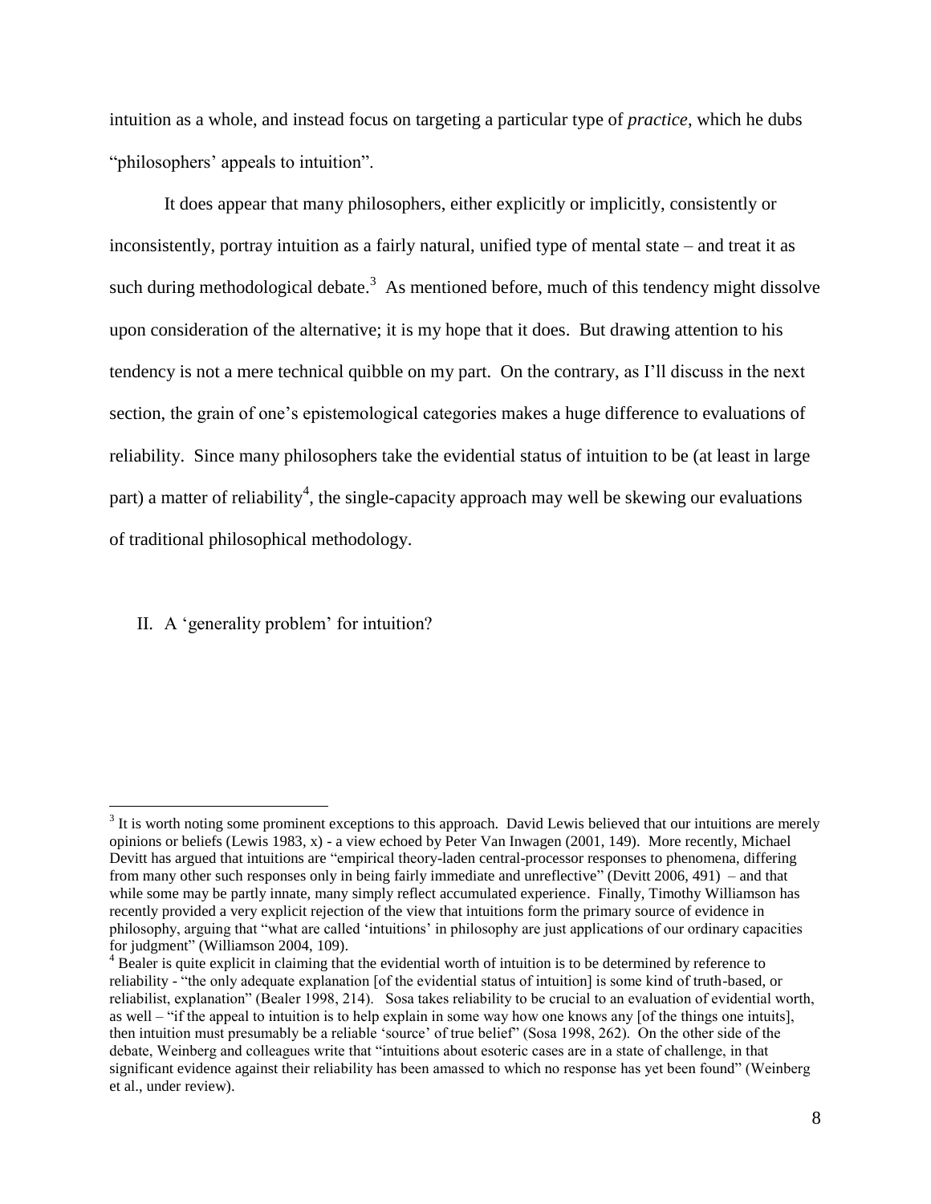intuition as a whole, and instead focus on targeting a particular type of *practice*, which he dubs "philosophers' appeals to intuition".

It does appear that many philosophers, either explicitly or implicitly, consistently or inconsistently, portray intuition as a fairly natural, unified type of mental state – and treat it as such during methodological debate.[3] As mentioned before, much of this tendency might dissolve upon consideration of the alternative; it is my hope that it does. But drawing attention to his tendency is not a mere technical quibble on my part. On the contrary, as I'll discuss in the next section, the grain of one's epistemological categories makes a huge difference to evaluations of reliability. Since many philosophers take the evidential status of intuition to be (at least in large part) a matter of reliability[4], the single-capacity approach may well be skewing our evaluations of traditional philosophical methodology.

## II. A 'generality problem' for intuition?

---

[3] It is worth noting some prominent exceptions to this approach. David Lewis believed that our intuitions are merely opinions or beliefs (Lewis 1983, x) - a view echoed by Peter Van Inwagen (2001, 149). More recently, Michael Devitt has argued that intuitions are "empirical theory-laden central-processor responses to phenomena, differing from many other such responses only in being fairly immediate and unreflective" (Devitt 2006, 491) – and that while some may be partly innate, many simply reflect accumulated experience. Finally, Timothy Williamson has recently provided a very explicit rejection of the view that intuitions form the primary source of evidence in philosophy, arguing that "what are called 'intuitions' in philosophy are just applications of our ordinary capacities for judgment" (Williamson 2004, 109).

[4] Bealer is quite explicit in claiming that the evidential worth of intuition is to be determined by reference to reliability - "the only adequate explanation [of the evidential status of intuition] is some kind of truth-based, or reliabilist, explanation" (Bealer 1998, 214). Sosa takes reliability to be crucial to an evaluation of evidential worth, as well – "if the appeal to intuition is to help explain in some way how one knows any [of the things one intuits], then intuition must presumably be a reliable 'source' of true belief" (Sosa 1998, 262). On the other side of the debate, Weinberg and colleagues write that "intuitions about esoteric cases are in a state of challenge, in that significant evidence against their reliability has been amassed to which no response has yet been found" (Weinberg et al., under review).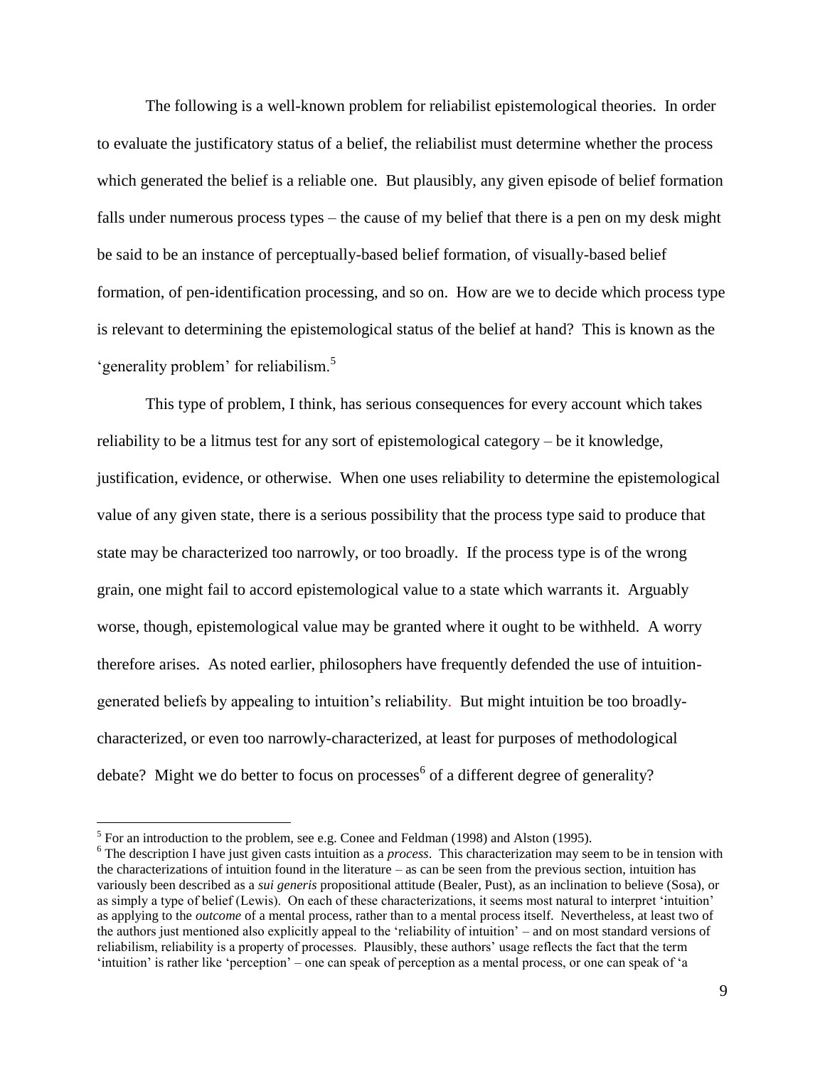The following is a well-known problem for reliabilist epistemological theories. In order to evaluate the justificatory status of a belief, the reliabilist must determine whether the process which generated the belief is a reliable one. But plausibly, any given episode of belief formation falls under numerous process types – the cause of my belief that there is a pen on my desk might be said to be an instance of perceptually-based belief formation, of visually-based belief formation, of pen-identification processing, and so on. How are we to decide which process type is relevant to determining the epistemological status of the belief at hand? This is known as the 'generality problem' for reliabilism.[5]

This type of problem, I think, has serious consequences for every account which takes reliability to be a litmus test for any sort of epistemological category – be it knowledge, justification, evidence, or otherwise. When one uses reliability to determine the epistemological value of any given state, there is a serious possibility that the process type said to produce that state may be characterized too narrowly, or too broadly. If the process type is of the wrong grain, one might fail to accord epistemological value to a state which warrants it. Arguably worse, though, epistemological value may be granted where it ought to be withheld. A worry therefore arises. As noted earlier, philosophers have frequently defended the use of intuition-generated beliefs by appealing to intuition's reliability. But might intuition be too broadly-characterized, or even too narrowly-characterized, at least for purposes of methodological debate? Might we do better to focus on processes[6] of a different degree of generality?

[5] For an introduction to the problem, see e.g. Conee and Feldman (1998) and Alston (1995).

[6] The description I have just given casts intuition as a *process*. This characterization may seem to be in tension with the characterizations of intuition found in the literature – as can be seen from the previous section, intuition has variously been described as a *sui generis* propositional attitude (Bealer, Pust), as an inclination to believe (Sosa), or as simply a type of belief (Lewis). On each of these characterizations, it seems most natural to interpret 'intuition' as applying to the *outcome* of a mental process, rather than to a mental process itself. Nevertheless, at least two of the authors just mentioned also explicitly appeal to the 'reliability of intuition' – and on most standard versions of reliabilism, reliability is a property of processes. Plausibly, these authors' usage reflects the fact that the term 'intuition' is rather like 'perception' – one can speak of perception as a mental process, or one can speak of 'a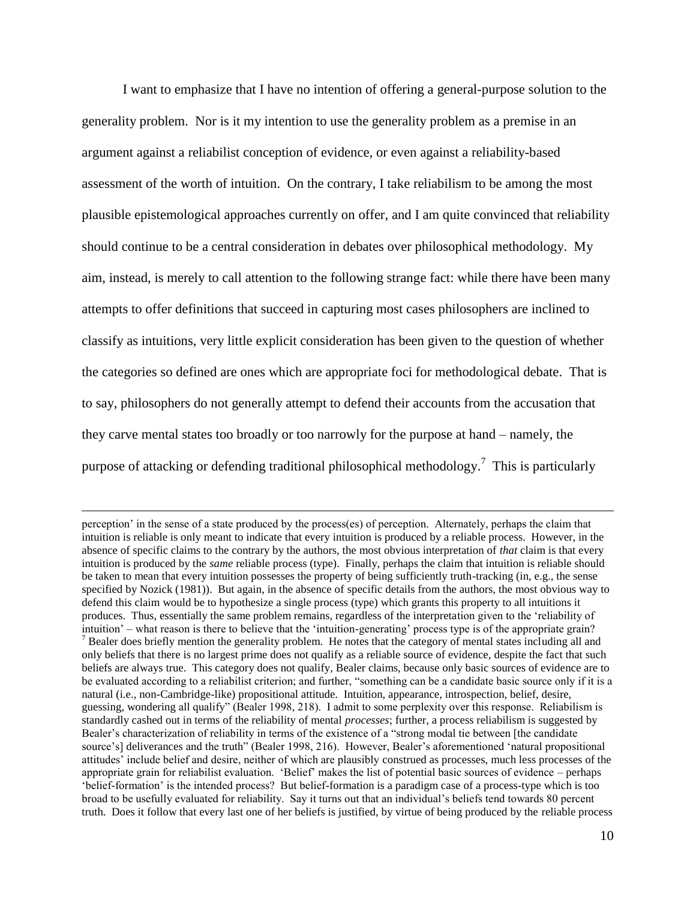I want to emphasize that I have no intention of offering a general-purpose solution to the generality problem. Nor is it my intention to use the generality problem as a premise in an argument against a reliabilist conception of evidence, or even against a reliability-based assessment of the worth of intuition. On the contrary, I take reliabilism to be among the most plausible epistemological approaches currently on offer, and I am quite convinced that reliability should continue to be a central consideration in debates over philosophical methodology. My aim, instead, is merely to call attention to the following strange fact: while there have been many attempts to offer definitions that succeed in capturing most cases philosophers are inclined to classify as intuitions, very little explicit consideration has been given to the question of whether the categories so defined are ones which are appropriate foci for methodological debate. That is to say, philosophers do not generally attempt to defend their accounts from the accusation that they carve mental states too broadly or too narrowly for the purpose at hand – namely, the purpose of attacking or defending traditional philosophical methodology.[7] This is particularly

---

perception' in the sense of a state produced by the process(es) of perception. Alternately, perhaps the claim that intuition is reliable is only meant to indicate that every intuition is produced by a reliable process. However, in the absence of specific claims to the contrary by the authors, the most obvious interpretation of *that* claim is that every intuition is produced by the *same* reliable process (type). Finally, perhaps the claim that intuition is reliable should be taken to mean that every intuition possesses the property of being sufficiently truth-tracking (in, e.g., the sense specified by Nozick (1981)). But again, in the absence of specific details from the authors, the most obvious way to defend this claim would be to hypothesize a single process (type) which grants this property to all intuitions it produces. Thus, essentially the same problem remains, regardless of the interpretation given to the 'reliability of intuition' – what reason is there to believe that the 'intuition-generating' process type is of the appropriate grain?

[7] Bealer does briefly mention the generality problem. He notes that the category of mental states including all and only beliefs that there is no largest prime does not qualify as a reliable source of evidence, despite the fact that such beliefs are always true. This category does not qualify, Bealer claims, because only basic sources of evidence are to be evaluated according to a reliabilist criterion; and further, "something can be a candidate basic source only if it is a natural (i.e., non-Cambridge-like) propositional attitude. Intuition, appearance, introspection, belief, desire, guessing, wondering all qualify" (Bealer 1998, 218). I admit to some perplexity over this response. Reliabilism is standardly cashed out in terms of the reliability of mental *processes*; further, a process reliabilism is suggested by Bealer's characterization of reliability in terms of the existence of a "strong modal tie between [the candidate source's] deliverances and the truth" (Bealer 1998, 216). However, Bealer's aforementioned 'natural propositional attitudes' include belief and desire, neither of which are plausibly construed as processes, much less processes of the appropriate grain for reliabilist evaluation. 'Belief' makes the list of potential basic sources of evidence – perhaps 'belief-formation' is the intended process? But belief-formation is a paradigm case of a process-type which is too broad to be usefully evaluated for reliability. Say it turns out that an individual's beliefs tend towards 80 percent truth. Does it follow that every last one of her beliefs is justified, by virtue of being produced by the reliable process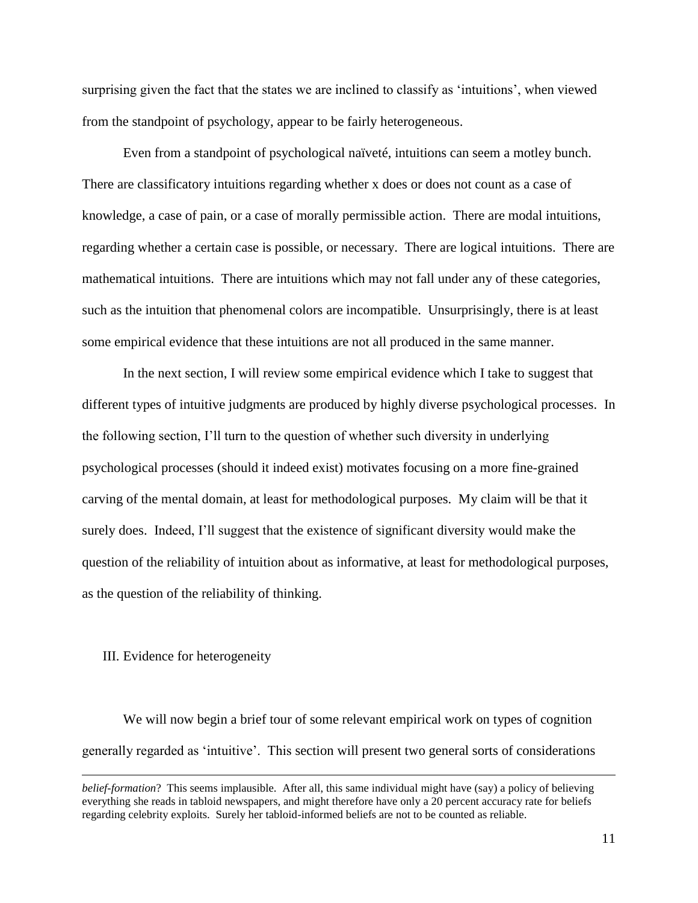surprising given the fact that the states we are inclined to classify as 'intuitions', when viewed from the standpoint of psychology, appear to be fairly heterogeneous.

Even from a standpoint of psychological naïveté, intuitions can seem a motley bunch. There are classificatory intuitions regarding whether x does or does not count as a case of knowledge, a case of pain, or a case of morally permissible action. There are modal intuitions, regarding whether a certain case is possible, or necessary. There are logical intuitions. There are mathematical intuitions. There are intuitions which may not fall under any of these categories, such as the intuition that phenomenal colors are incompatible. Unsurprisingly, there is at least some empirical evidence that these intuitions are not all produced in the same manner.

In the next section, I will review some empirical evidence which I take to suggest that different types of intuitive judgments are produced by highly diverse psychological processes. In the following section, I'll turn to the question of whether such diversity in underlying psychological processes (should it indeed exist) motivates focusing on a more fine-grained carving of the mental domain, at least for methodological purposes. My claim will be that it surely does. Indeed, I'll suggest that the existence of significant diversity would make the question of the reliability of intuition about as informative, at least for methodological purposes, as the question of the reliability of thinking.

## III. Evidence for heterogeneity

We will now begin a brief tour of some relevant empirical work on types of cognition generally regarded as 'intuitive'. This section will present two general sorts of considerations

---

*belief-formation*? This seems implausible. After all, this same individual might have (say) a policy of believing everything she reads in tabloid newspapers, and might therefore have only a 20 percent accuracy rate for beliefs regarding celebrity exploits. Surely her tabloid-informed beliefs are not to be counted as reliable.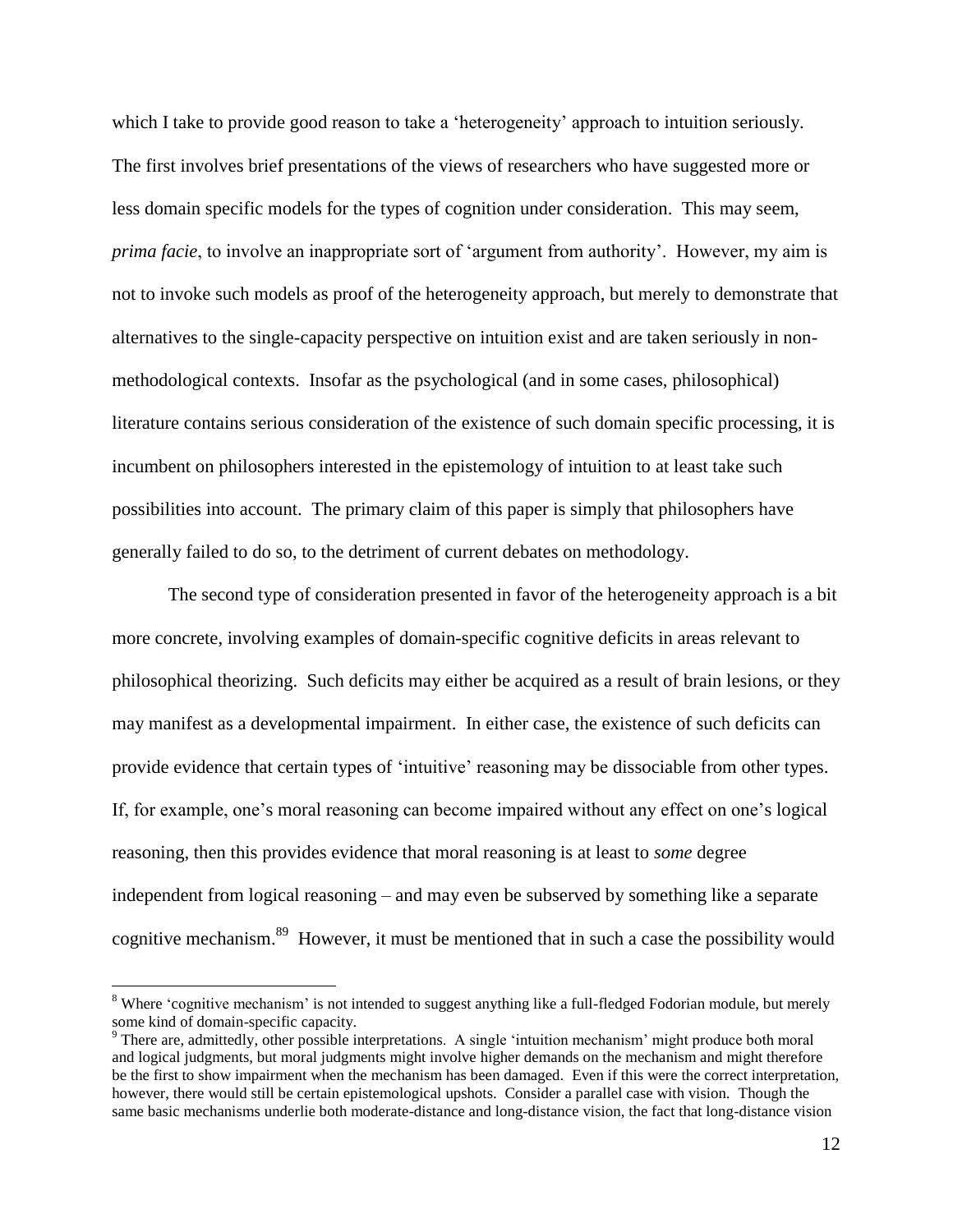which I take to provide good reason to take a 'heterogeneity' approach to intuition seriously. The first involves brief presentations of the views of researchers who have suggested more or less domain specific models for the types of cognition under consideration. This may seem, *prima facie*, to involve an inappropriate sort of 'argument from authority'. However, my aim is not to invoke such models as proof of the heterogeneity approach, but merely to demonstrate that alternatives to the single-capacity perspective on intuition exist and are taken seriously in non-methodological contexts. Insofar as the psychological (and in some cases, philosophical) literature contains serious consideration of the existence of such domain specific processing, it is incumbent on philosophers interested in the epistemology of intuition to at least take such possibilities into account. The primary claim of this paper is simply that philosophers have generally failed to do so, to the detriment of current debates on methodology.

The second type of consideration presented in favor of the heterogeneity approach is a bit more concrete, involving examples of domain-specific cognitive deficits in areas relevant to philosophical theorizing. Such deficits may either be acquired as a result of brain lesions, or they may manifest as a developmental impairment. In either case, the existence of such deficits can provide evidence that certain types of 'intuitive' reasoning may be dissociable from other types. If, for example, one's moral reasoning can become impaired without any effect on one's logical reasoning, then this provides evidence that moral reasoning is at least to *some* degree independent from logical reasoning – and may even be subserved by something like a separate cognitive mechanism.[8][9] However, it must be mentioned that in such a case the possibility would

[8] Where 'cognitive mechanism' is not intended to suggest anything like a full-fledged Fodorian module, but merely some kind of domain-specific capacity.

[9] There are, admittedly, other possible interpretations. A single 'intuition mechanism' might produce both moral and logical judgments, but moral judgments might involve higher demands on the mechanism and might therefore be the first to show impairment when the mechanism has been damaged. Even if this were the correct interpretation, however, there would still be certain epistemological upshots. Consider a parallel case with vision. Though the same basic mechanisms underlie both moderate-distance and long-distance vision, the fact that long-distance vision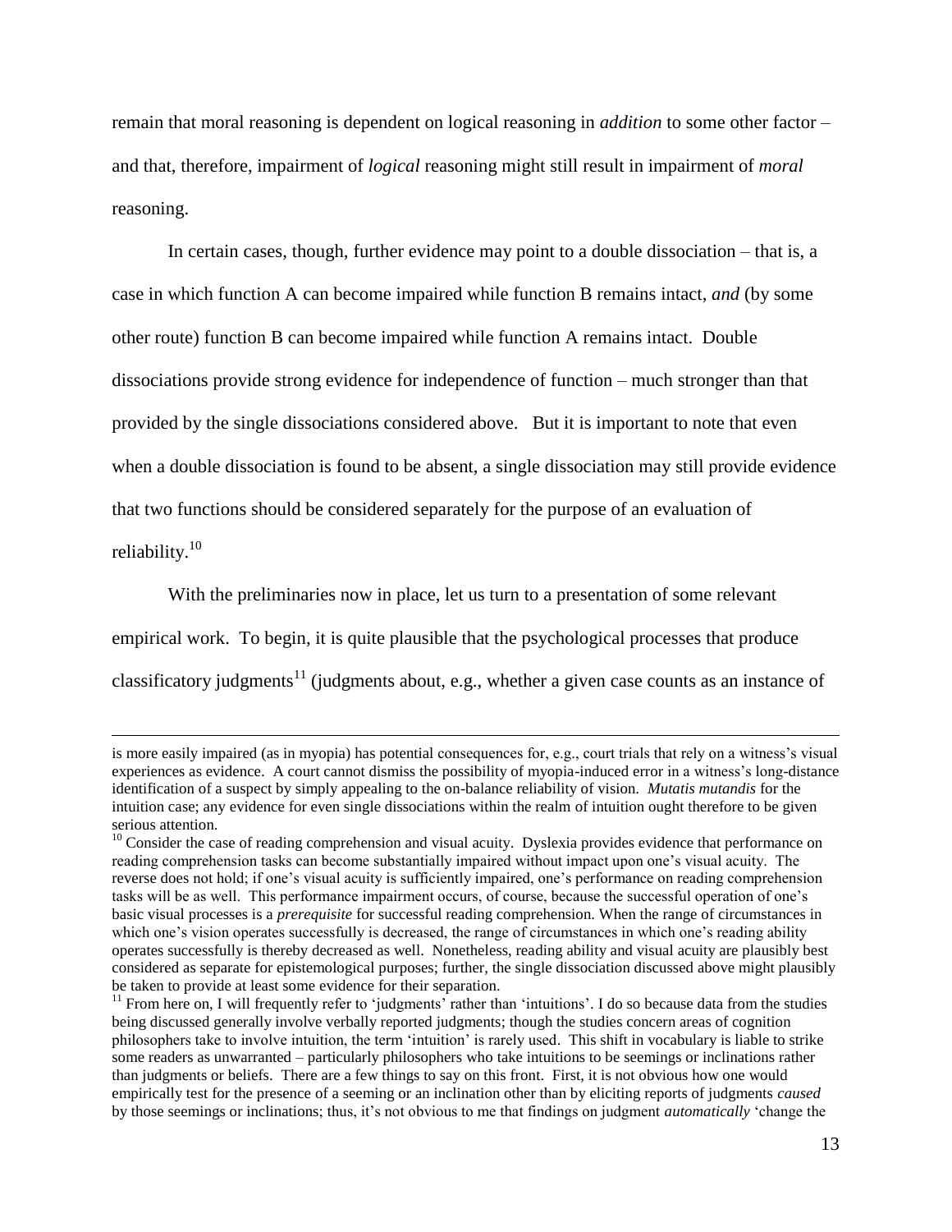remain that moral reasoning is dependent on logical reasoning in *addition* to some other factor – and that, therefore, impairment of *logical* reasoning might still result in impairment of *moral* reasoning.

In certain cases, though, further evidence may point to a double dissociation – that is, a case in which function A can become impaired while function B remains intact, *and* (by some other route) function B can become impaired while function A remains intact. Double dissociations provide strong evidence for independence of function – much stronger than that provided by the single dissociations considered above. But it is important to note that even when a double dissociation is found to be absent, a single dissociation may still provide evidence that two functions should be considered separately for the purpose of an evaluation of reliability.[10]

With the preliminaries now in place, let us turn to a presentation of some relevant empirical work. To begin, it is quite plausible that the psychological processes that produce classificatory judgments[11] (judgments about, e.g., whether a given case counts as an instance of

---

is more easily impaired (as in myopia) has potential consequences for, e.g., court trials that rely on a witness's visual experiences as evidence. A court cannot dismiss the possibility of myopia-induced error in a witness's long-distance identification of a suspect by simply appealing to the on-balance reliability of vision. *Mutatis mutandis* for the intuition case; any evidence for even single dissociations within the realm of intuition ought therefore to be given serious attention.

[10] Consider the case of reading comprehension and visual acuity. Dyslexia provides evidence that performance on reading comprehension tasks can become substantially impaired without impact upon one's visual acuity. The reverse does not hold; if one's visual acuity is sufficiently impaired, one's performance on reading comprehension tasks will be as well. This performance impairment occurs, of course, because the successful operation of one's basic visual processes is a *prerequisite* for successful reading comprehension. When the range of circumstances in which one's vision operates successfully is decreased, the range of circumstances in which one's reading ability operates successfully is thereby decreased as well. Nonetheless, reading ability and visual acuity are plausibly best considered as separate for epistemological purposes; further, the single dissociation discussed above might plausibly be taken to provide at least some evidence for their separation.

[11] From here on, I will frequently refer to 'judgments' rather than 'intuitions'. I do so because data from the studies being discussed generally involve verbally reported judgments; though the studies concern areas of cognition philosophers take to involve intuition, the term 'intuition' is rarely used. This shift in vocabulary is liable to strike some readers as unwarranted – particularly philosophers who take intuitions to be seemings or inclinations rather than judgments or beliefs. There are a few things to say on this front. First, it is not obvious how one would empirically test for the presence of a seeming or an inclination other than by eliciting reports of judgments *caused* by those seemings or inclinations; thus, it's not obvious to me that findings on judgment *automatically* 'change the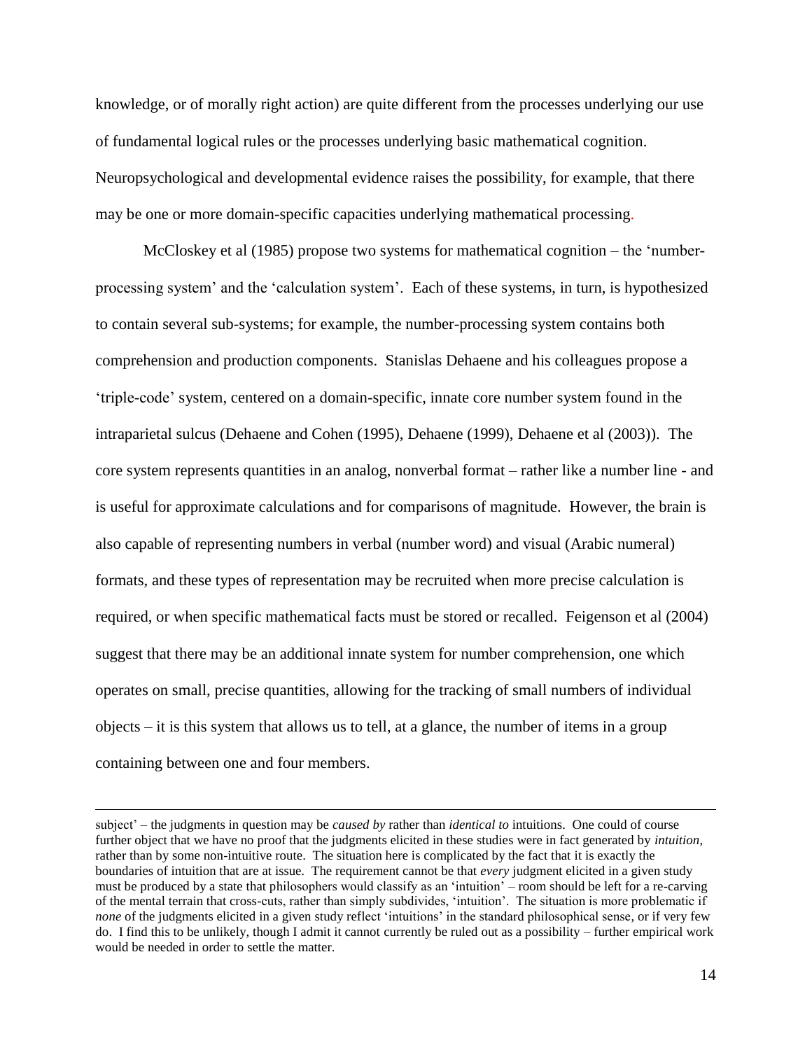knowledge, or of morally right action) are quite different from the processes underlying our use of fundamental logical rules or the processes underlying basic mathematical cognition. Neuropsychological and developmental evidence raises the possibility, for example, that there may be one or more domain-specific capacities underlying mathematical processing.

McCloskey et al (1985) propose two systems for mathematical cognition – the 'number-processing system' and the 'calculation system'. Each of these systems, in turn, is hypothesized to contain several sub-systems; for example, the number-processing system contains both comprehension and production components. Stanislas Dehaene and his colleagues propose a 'triple-code' system, centered on a domain-specific, innate core number system found in the intraparietal sulcus (Dehaene and Cohen (1995), Dehaene (1999), Dehaene et al (2003)). The core system represents quantities in an analog, nonverbal format – rather like a number line - and is useful for approximate calculations and for comparisons of magnitude. However, the brain is also capable of representing numbers in verbal (number word) and visual (Arabic numeral) formats, and these types of representation may be recruited when more precise calculation is required, or when specific mathematical facts must be stored or recalled. Feigenson et al (2004) suggest that there may be an additional innate system for number comprehension, one which operates on small, precise quantities, allowing for the tracking of small numbers of individual objects – it is this system that allows us to tell, at a glance, the number of items in a group containing between one and four members.

---

subject' – the judgments in question may be *caused by* rather than *identical to* intuitions. One could of course further object that we have no proof that the judgments elicited in these studies were in fact generated by *intuition*, rather than by some non-intuitive route. The situation here is complicated by the fact that it is exactly the boundaries of intuition that are at issue. The requirement cannot be that *every* judgment elicited in a given study must be produced by a state that philosophers would classify as an 'intuition' – room should be left for a re-carving of the mental terrain that cross-cuts, rather than simply subdivides, 'intuition'. The situation is more problematic if *none* of the judgments elicited in a given study reflect 'intuitions' in the standard philosophical sense, or if very few do. I find this to be unlikely, though I admit it cannot currently be ruled out as a possibility – further empirical work would be needed in order to settle the matter.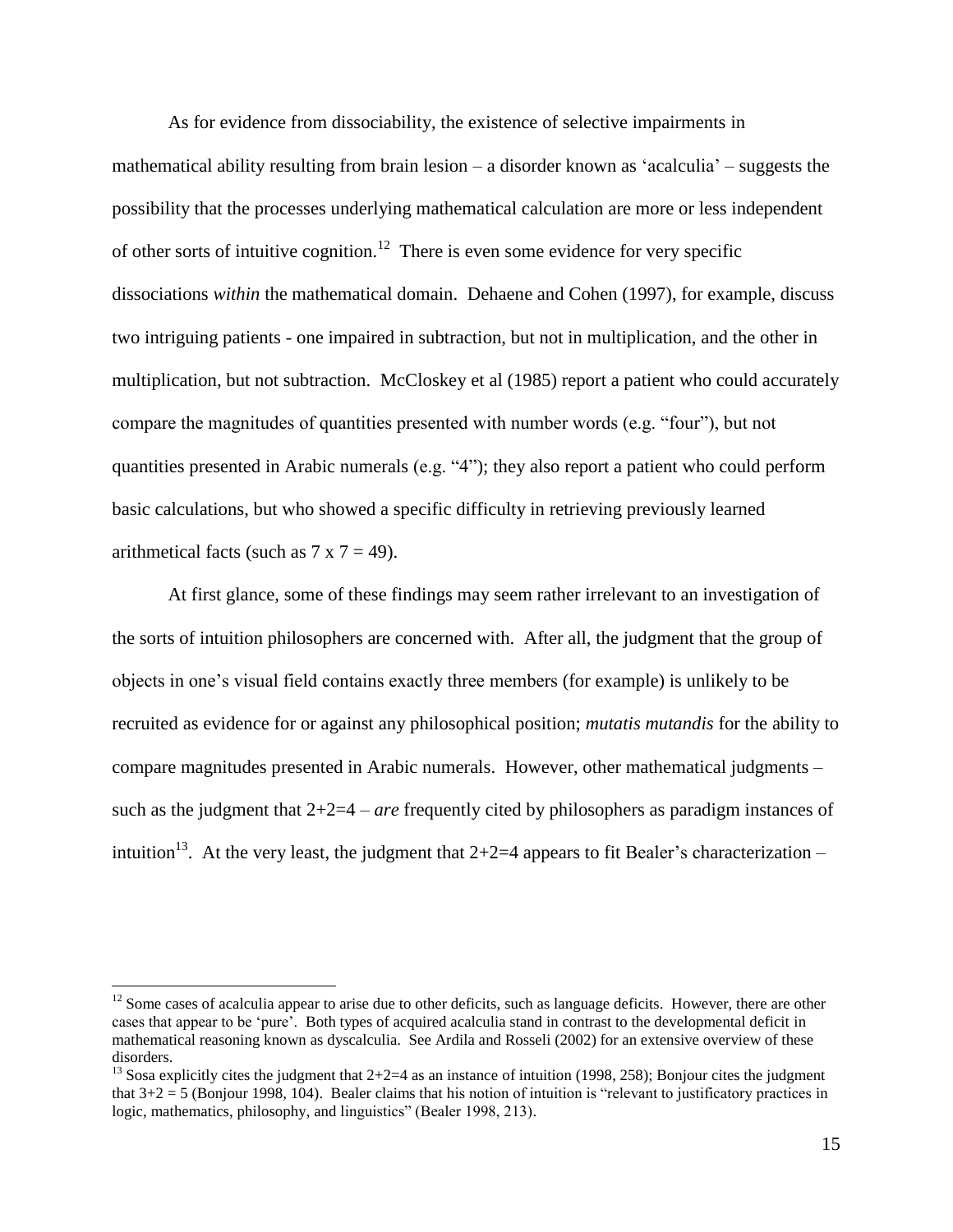As for evidence from dissociability, the existence of selective impairments in mathematical ability resulting from brain lesion – a disorder known as 'acalculia' – suggests the possibility that the processes underlying mathematical calculation are more or less independent of other sorts of intuitive cognition.[12] There is even some evidence for very specific dissociations *within* the mathematical domain. Dehaene and Cohen (1997), for example, discuss two intriguing patients - one impaired in subtraction, but not in multiplication, and the other in multiplication, but not subtraction. McCloskey et al (1985) report a patient who could accurately compare the magnitudes of quantities presented with number words (e.g. "four"), but not quantities presented in Arabic numerals (e.g. "4"); they also report a patient who could perform basic calculations, but who showed a specific difficulty in retrieving previously learned arithmetical facts (such as 7 x 7 = 49).

At first glance, some of these findings may seem rather irrelevant to an investigation of the sorts of intuition philosophers are concerned with. After all, the judgment that the group of objects in one's visual field contains exactly three members (for example) is unlikely to be recruited as evidence for or against any philosophical position; *mutatis mutandis* for the ability to compare magnitudes presented in Arabic numerals. However, other mathematical judgments – such as the judgment that 2+2=4 – *are* frequently cited by philosophers as paradigm instances of intuition[13]. At the very least, the judgment that 2+2=4 appears to fit Bealer's characterization –

---

[12] Some cases of acalculia appear to arise due to other deficits, such as language deficits. However, there are other cases that appear to be 'pure'. Both types of acquired acalculia stand in contrast to the developmental deficit in mathematical reasoning known as dyscalculia. See Ardila and Rosseli (2002) for an extensive overview of these disorders.

[13] Sosa explicitly cites the judgment that 2+2=4 as an instance of intuition (1998, 258); Bonjour cites the judgment that 3+2 = 5 (Bonjour 1998, 104). Bealer claims that his notion of intuition is "relevant to justificatory practices in logic, mathematics, philosophy, and linguistics" (Bealer 1998, 213).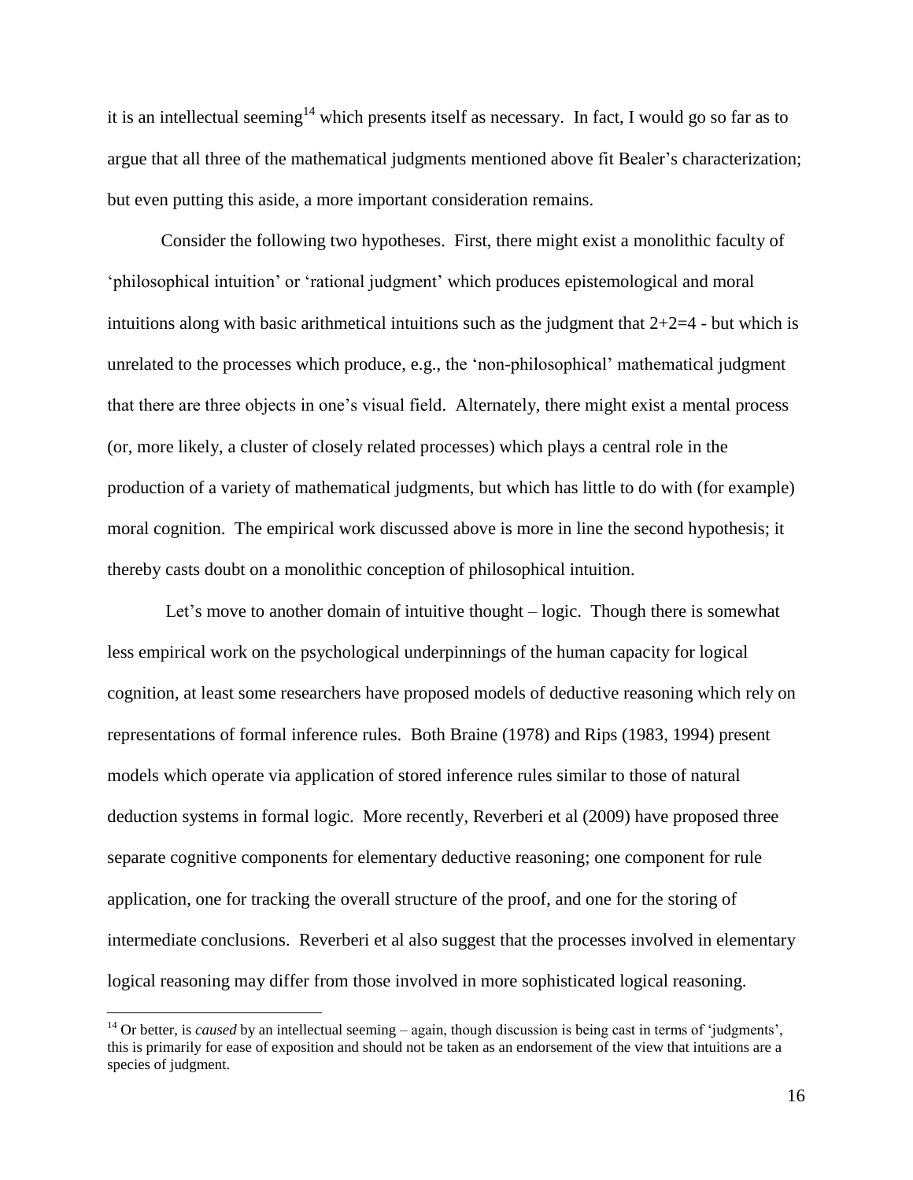it is an intellectual seeming[14] which presents itself as necessary. In fact, I would go so far as to argue that all three of the mathematical judgments mentioned above fit Bealer's characterization; but even putting this aside, a more important consideration remains.

Consider the following two hypotheses. First, there might exist a monolithic faculty of 'philosophical intuition' or 'rational judgment' which produces epistemological and moral intuitions along with basic arithmetical intuitions such as the judgment that 2+2=4 - but which is unrelated to the processes which produce, e.g., the 'non-philosophical' mathematical judgment that there are three objects in one's visual field. Alternately, there might exist a mental process (or, more likely, a cluster of closely related processes) which plays a central role in the production of a variety of mathematical judgments, but which has little to do with (for example) moral cognition. The empirical work discussed above is more in line the second hypothesis; it thereby casts doubt on a monolithic conception of philosophical intuition.

Let's move to another domain of intuitive thought – logic. Though there is somewhat less empirical work on the psychological underpinnings of the human capacity for logical cognition, at least some researchers have proposed models of deductive reasoning which rely on representations of formal inference rules. Both Braine (1978) and Rips (1983, 1994) present models which operate via application of stored inference rules similar to those of natural deduction systems in formal logic. More recently, Reverberi et al (2009) have proposed three separate cognitive components for elementary deductive reasoning; one component for rule application, one for tracking the overall structure of the proof, and one for the storing of intermediate conclusions. Reverberi et al also suggest that the processes involved in elementary logical reasoning may differ from those involved in more sophisticated logical reasoning.

[14] Or better, is *caused* by an intellectual seeming – again, though discussion is being cast in terms of 'judgments', this is primarily for ease of exposition and should not be taken as an endorsement of the view that intuitions are a species of judgment.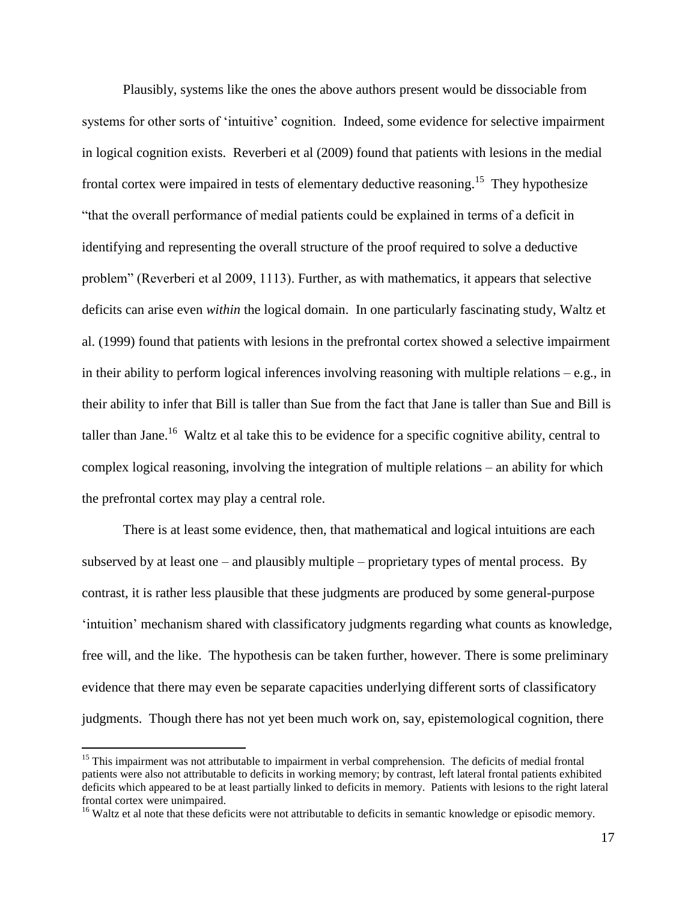Plausibly, systems like the ones the above authors present would be dissociable from systems for other sorts of 'intuitive' cognition. Indeed, some evidence for selective impairment in logical cognition exists. Reverberi et al (2009) found that patients with lesions in the medial frontal cortex were impaired in tests of elementary deductive reasoning.[15] They hypothesize "that the overall performance of medial patients could be explained in terms of a deficit in identifying and representing the overall structure of the proof required to solve a deductive problem" (Reverberi et al 2009, 1113). Further, as with mathematics, it appears that selective deficits can arise even *within* the logical domain. In one particularly fascinating study, Waltz et al. (1999) found that patients with lesions in the prefrontal cortex showed a selective impairment in their ability to perform logical inferences involving reasoning with multiple relations – e.g., in their ability to infer that Bill is taller than Sue from the fact that Jane is taller than Sue and Bill is taller than Jane.[16] Waltz et al take this to be evidence for a specific cognitive ability, central to complex logical reasoning, involving the integration of multiple relations – an ability for which the prefrontal cortex may play a central role.

There is at least some evidence, then, that mathematical and logical intuitions are each subserved by at least one – and plausibly multiple – proprietary types of mental process. By contrast, it is rather less plausible that these judgments are produced by some general-purpose 'intuition' mechanism shared with classificatory judgments regarding what counts as knowledge, free will, and the like. The hypothesis can be taken further, however. There is some preliminary evidence that there may even be separate capacities underlying different sorts of classificatory judgments. Though there has not yet been much work on, say, epistemological cognition, there

[15] This impairment was not attributable to impairment in verbal comprehension. The deficits of medial frontal patients were also not attributable to deficits in working memory; by contrast, left lateral frontal patients exhibited deficits which appeared to be at least partially linked to deficits in memory. Patients with lesions to the right lateral frontal cortex were unimpaired.

[16] Waltz et al note that these deficits were not attributable to deficits in semantic knowledge or episodic memory.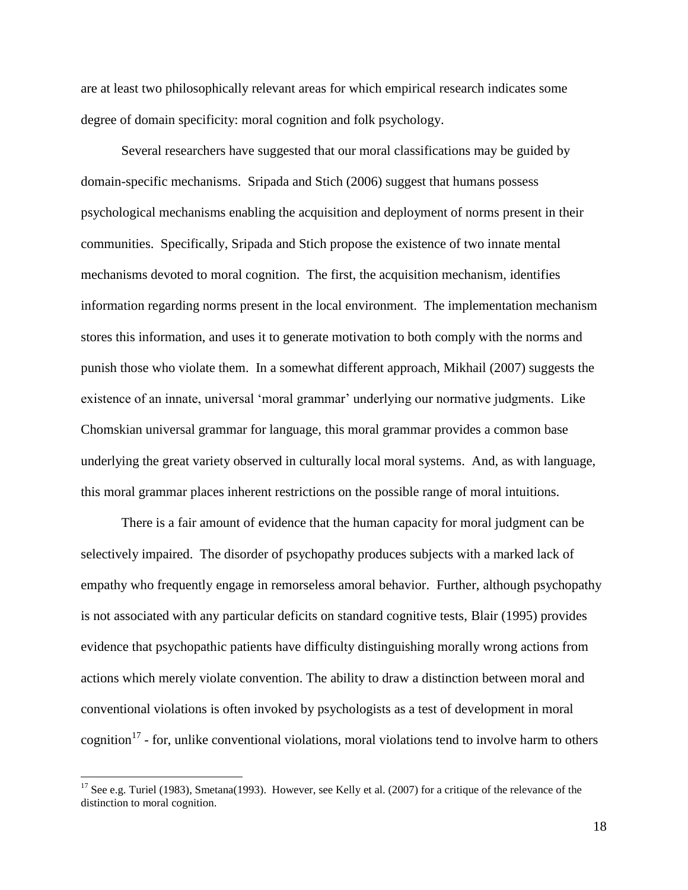are at least two philosophically relevant areas for which empirical research indicates some degree of domain specificity: moral cognition and folk psychology.

Several researchers have suggested that our moral classifications may be guided by domain-specific mechanisms. Sripada and Stich (2006) suggest that humans possess psychological mechanisms enabling the acquisition and deployment of norms present in their communities. Specifically, Sripada and Stich propose the existence of two innate mental mechanisms devoted to moral cognition. The first, the acquisition mechanism, identifies information regarding norms present in the local environment. The implementation mechanism stores this information, and uses it to generate motivation to both comply with the norms and punish those who violate them. In a somewhat different approach, Mikhail (2007) suggests the existence of an innate, universal 'moral grammar' underlying our normative judgments. Like Chomskian universal grammar for language, this moral grammar provides a common base underlying the great variety observed in culturally local moral systems. And, as with language, this moral grammar places inherent restrictions on the possible range of moral intuitions.

There is a fair amount of evidence that the human capacity for moral judgment can be selectively impaired. The disorder of psychopathy produces subjects with a marked lack of empathy who frequently engage in remorseless amoral behavior. Further, although psychopathy is not associated with any particular deficits on standard cognitive tests, Blair (1995) provides evidence that psychopathic patients have difficulty distinguishing morally wrong actions from actions which merely violate convention. The ability to draw a distinction between moral and conventional violations is often invoked by psychologists as a test of development in moral cognition[17] - for, unlike conventional violations, moral violations tend to involve harm to others

[17] See e.g. Turiel (1983), Smetana(1993). However, see Kelly et al. (2007) for a critique of the relevance of the distinction to moral cognition.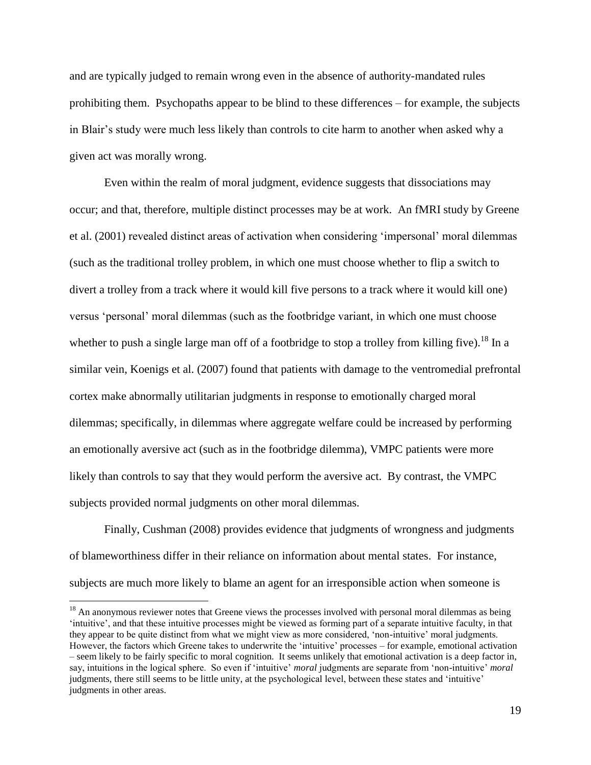and are typically judged to remain wrong even in the absence of authority-mandated rules prohibiting them. Psychopaths appear to be blind to these differences – for example, the subjects in Blair's study were much less likely than controls to cite harm to another when asked why a given act was morally wrong.

Even within the realm of moral judgment, evidence suggests that dissociations may occur; and that, therefore, multiple distinct processes may be at work. An fMRI study by Greene et al. (2001) revealed distinct areas of activation when considering 'impersonal' moral dilemmas (such as the traditional trolley problem, in which one must choose whether to flip a switch to divert a trolley from a track where it would kill five persons to a track where it would kill one) versus 'personal' moral dilemmas (such as the footbridge variant, in which one must choose whether to push a single large man off of a footbridge to stop a trolley from killing five).[18] In a similar vein, Koenigs et al. (2007) found that patients with damage to the ventromedial prefrontal cortex make abnormally utilitarian judgments in response to emotionally charged moral dilemmas; specifically, in dilemmas where aggregate welfare could be increased by performing an emotionally aversive act (such as in the footbridge dilemma), VMPC patients were more likely than controls to say that they would perform the aversive act. By contrast, the VMPC subjects provided normal judgments on other moral dilemmas.

Finally, Cushman (2008) provides evidence that judgments of wrongness and judgments of blameworthiness differ in their reliance on information about mental states. For instance, subjects are much more likely to blame an agent for an irresponsible action when someone is

---

[18] An anonymous reviewer notes that Greene views the processes involved with personal moral dilemmas as being 'intuitive', and that these intuitive processes might be viewed as forming part of a separate intuitive faculty, in that they appear to be quite distinct from what we might view as more considered, 'non-intuitive' moral judgments. However, the factors which Greene takes to underwrite the 'intuitive' processes – for example, emotional activation – seem likely to be fairly specific to moral cognition. It seems unlikely that emotional activation is a deep factor in, say, intuitions in the logical sphere. So even if 'intuitive' *moral* judgments are separate from 'non-intuitive' *moral* judgments, there still seems to be little unity, at the psychological level, between these states and 'intuitive' judgments in other areas.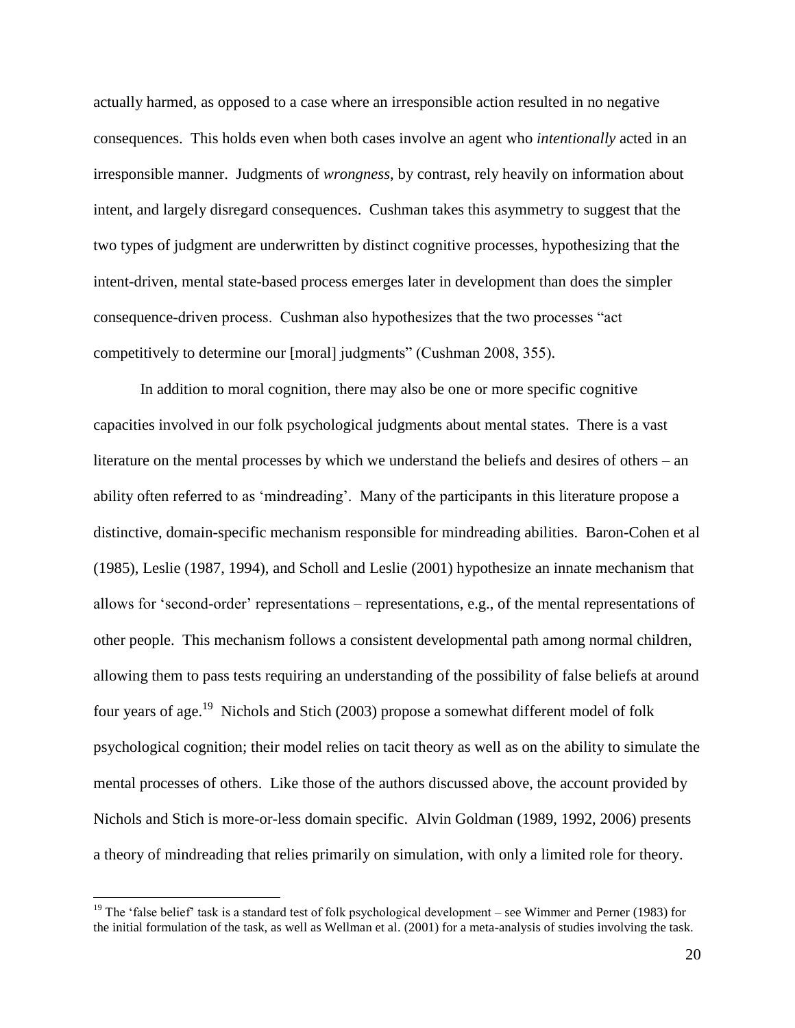actually harmed, as opposed to a case where an irresponsible action resulted in no negative consequences. This holds even when both cases involve an agent who *intentionally* acted in an irresponsible manner. Judgments of *wrongness*, by contrast, rely heavily on information about intent, and largely disregard consequences. Cushman takes this asymmetry to suggest that the two types of judgment are underwritten by distinct cognitive processes, hypothesizing that the intent-driven, mental state-based process emerges later in development than does the simpler consequence-driven process. Cushman also hypothesizes that the two processes "act competitively to determine our [moral] judgments" (Cushman 2008, 355).

In addition to moral cognition, there may also be one or more specific cognitive capacities involved in our folk psychological judgments about mental states. There is a vast literature on the mental processes by which we understand the beliefs and desires of others – an ability often referred to as 'mindreading'. Many of the participants in this literature propose a distinctive, domain-specific mechanism responsible for mindreading abilities. Baron-Cohen et al (1985), Leslie (1987, 1994), and Scholl and Leslie (2001) hypothesize an innate mechanism that allows for 'second-order' representations – representations, e.g., of the mental representations of other people. This mechanism follows a consistent developmental path among normal children, allowing them to pass tests requiring an understanding of the possibility of false beliefs at around four years of age.[19] Nichols and Stich (2003) propose a somewhat different model of folk psychological cognition; their model relies on tacit theory as well as on the ability to simulate the mental processes of others. Like those of the authors discussed above, the account provided by Nichols and Stich is more-or-less domain specific. Alvin Goldman (1989, 1992, 2006) presents a theory of mindreading that relies primarily on simulation, with only a limited role for theory.

[19] The 'false belief' task is a standard test of folk psychological development – see Wimmer and Perner (1983) for the initial formulation of the task, as well as Wellman et al. (2001) for a meta-analysis of studies involving the task.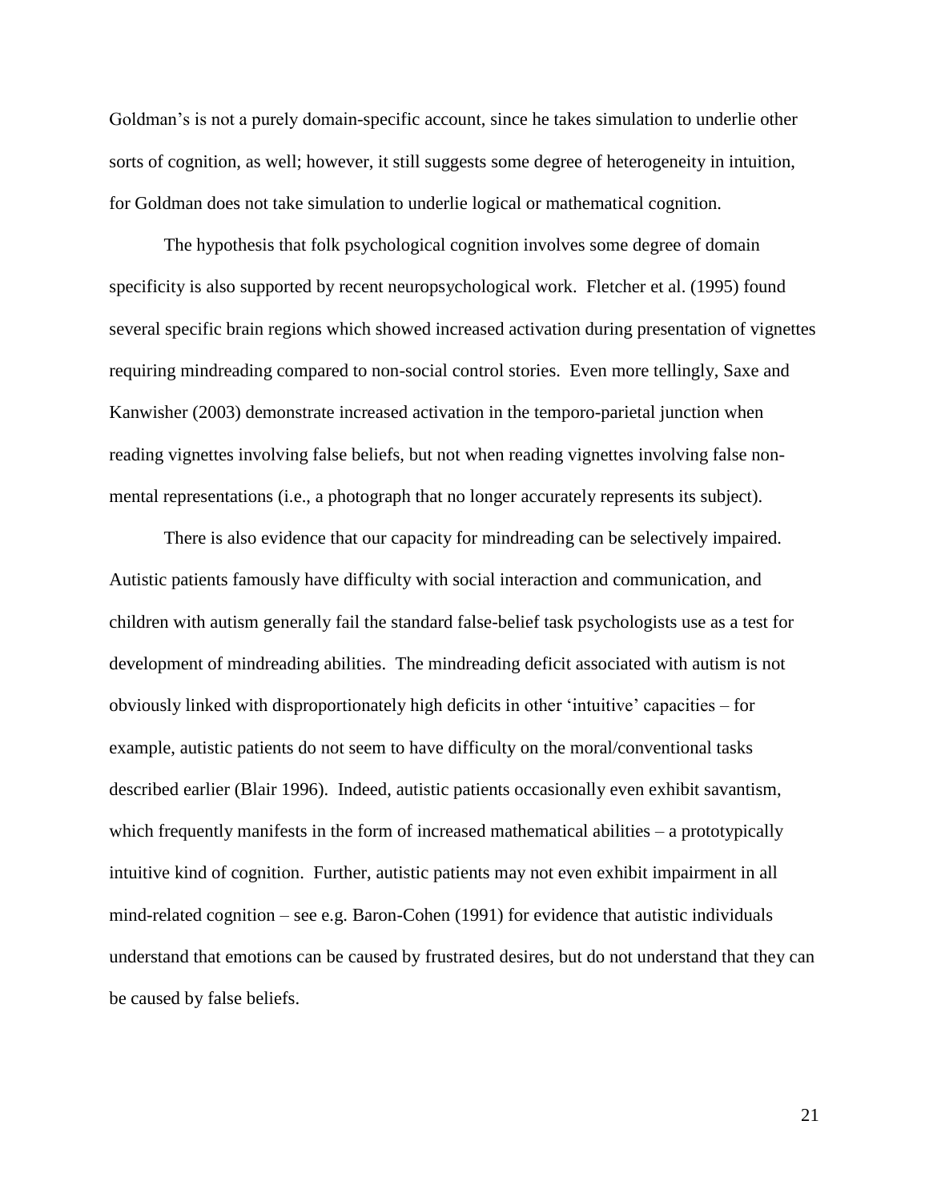Goldman's is not a purely domain-specific account, since he takes simulation to underlie other sorts of cognition, as well; however, it still suggests some degree of heterogeneity in intuition, for Goldman does not take simulation to underlie logical or mathematical cognition.

The hypothesis that folk psychological cognition involves some degree of domain specificity is also supported by recent neuropsychological work. Fletcher et al. (1995) found several specific brain regions which showed increased activation during presentation of vignettes requiring mindreading compared to non-social control stories. Even more tellingly, Saxe and Kanwisher (2003) demonstrate increased activation in the temporo-parietal junction when reading vignettes involving false beliefs, but not when reading vignettes involving false non-mental representations (i.e., a photograph that no longer accurately represents its subject).

There is also evidence that our capacity for mindreading can be selectively impaired. Autistic patients famously have difficulty with social interaction and communication, and children with autism generally fail the standard false-belief task psychologists use as a test for development of mindreading abilities. The mindreading deficit associated with autism is not obviously linked with disproportionately high deficits in other 'intuitive' capacities – for example, autistic patients do not seem to have difficulty on the moral/conventional tasks described earlier (Blair 1996). Indeed, autistic patients occasionally even exhibit savantism, which frequently manifests in the form of increased mathematical abilities – a prototypically intuitive kind of cognition. Further, autistic patients may not even exhibit impairment in all mind-related cognition – see e.g. Baron-Cohen (1991) for evidence that autistic individuals understand that emotions can be caused by frustrated desires, but do not understand that they can be caused by false beliefs.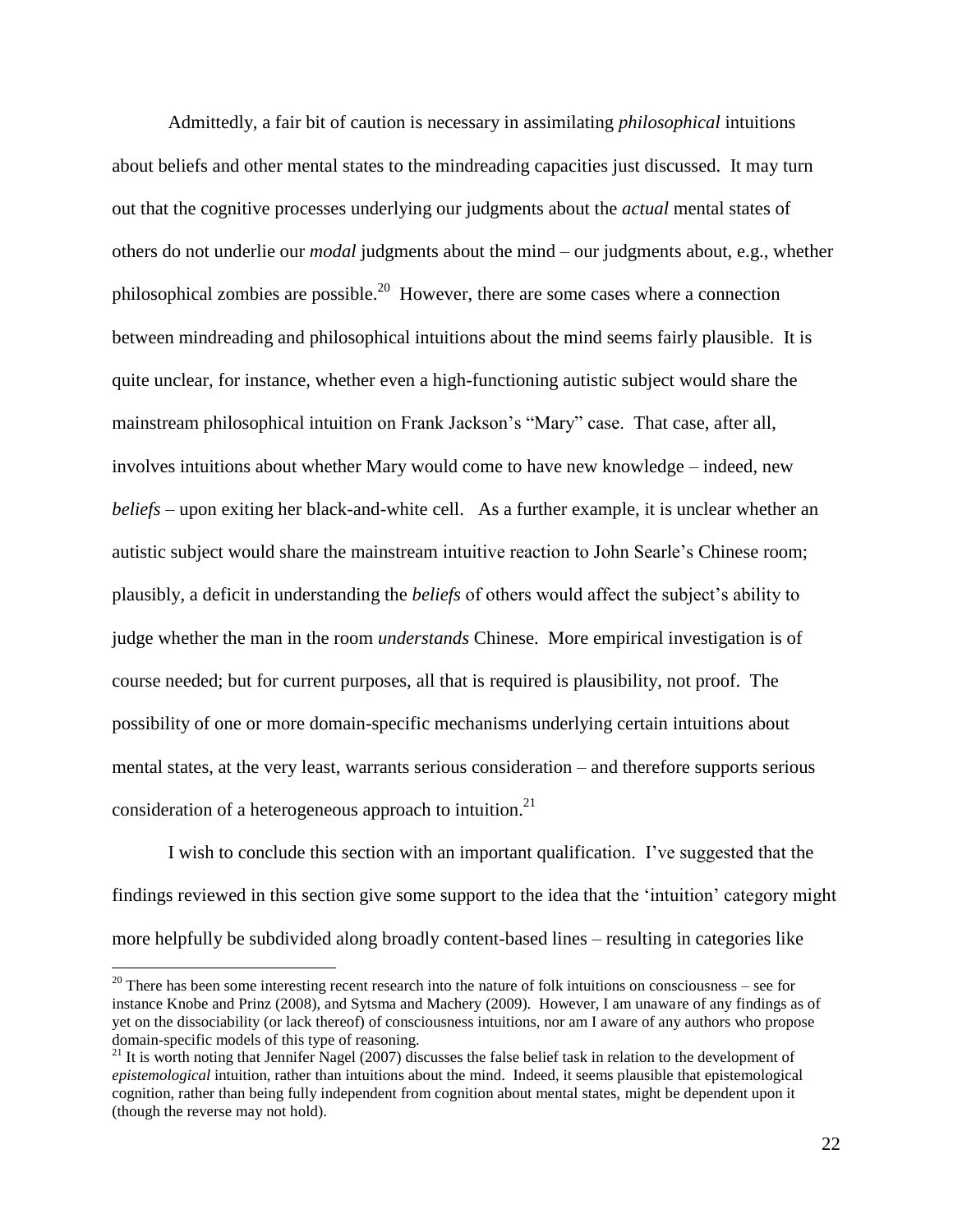Admittedly, a fair bit of caution is necessary in assimilating *philosophical* intuitions about beliefs and other mental states to the mindreading capacities just discussed. It may turn out that the cognitive processes underlying our judgments about the *actual* mental states of others do not underlie our *modal* judgments about the mind – our judgments about, e.g., whether philosophical zombies are possible.[20] However, there are some cases where a connection between mindreading and philosophical intuitions about the mind seems fairly plausible. It is quite unclear, for instance, whether even a high-functioning autistic subject would share the mainstream philosophical intuition on Frank Jackson's "Mary" case. That case, after all, involves intuitions about whether Mary would come to have new knowledge – indeed, new *beliefs* – upon exiting her black-and-white cell. As a further example, it is unclear whether an autistic subject would share the mainstream intuitive reaction to John Searle's Chinese room; plausibly, a deficit in understanding the *beliefs* of others would affect the subject's ability to judge whether the man in the room *understands* Chinese. More empirical investigation is of course needed; but for current purposes, all that is required is plausibility, not proof. The possibility of one or more domain-specific mechanisms underlying certain intuitions about mental states, at the very least, warrants serious consideration – and therefore supports serious consideration of a heterogeneous approach to intuition.[21]

I wish to conclude this section with an important qualification. I've suggested that the findings reviewed in this section give some support to the idea that the 'intuition' category might more helpfully be subdivided along broadly content-based lines – resulting in categories like

---

[20] There has been some interesting recent research into the nature of folk intuitions on consciousness – see for instance Knobe and Prinz (2008), and Sytsma and Machery (2009). However, I am unaware of any findings as of yet on the dissociability (or lack thereof) of consciousness intuitions, nor am I aware of any authors who propose domain-specific models of this type of reasoning.

[21] It is worth noting that Jennifer Nagel (2007) discusses the false belief task in relation to the development of *epistemological* intuition, rather than intuitions about the mind. Indeed, it seems plausible that epistemological cognition, rather than being fully independent from cognition about mental states, might be dependent upon it (though the reverse may not hold).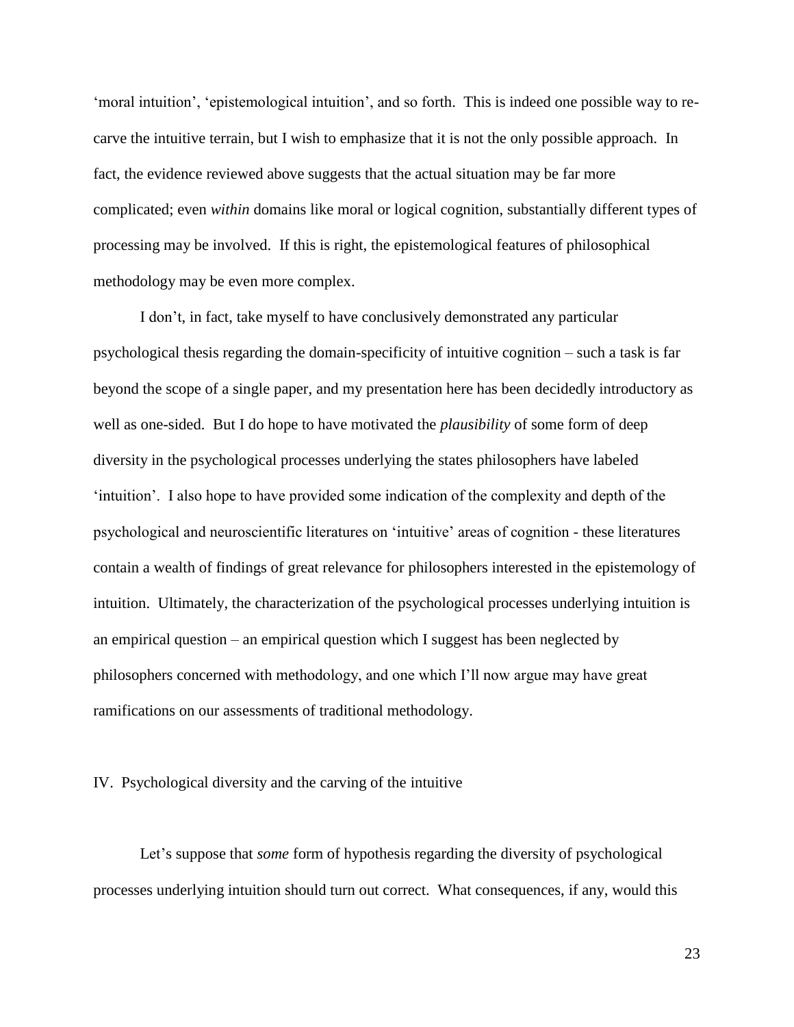'moral intuition', 'epistemological intuition', and so forth. This is indeed one possible way to re-carve the intuitive terrain, but I wish to emphasize that it is not the only possible approach. In fact, the evidence reviewed above suggests that the actual situation may be far more complicated; even *within* domains like moral or logical cognition, substantially different types of processing may be involved. If this is right, the epistemological features of philosophical methodology may be even more complex.

I don't, in fact, take myself to have conclusively demonstrated any particular psychological thesis regarding the domain-specificity of intuitive cognition – such a task is far beyond the scope of a single paper, and my presentation here has been decidedly introductory as well as one-sided. But I do hope to have motivated the *plausibility* of some form of deep diversity in the psychological processes underlying the states philosophers have labeled 'intuition'. I also hope to have provided some indication of the complexity and depth of the psychological and neuroscientific literatures on 'intuitive' areas of cognition - these literatures contain a wealth of findings of great relevance for philosophers interested in the epistemology of intuition. Ultimately, the characterization of the psychological processes underlying intuition is an empirical question – an empirical question which I suggest has been neglected by philosophers concerned with methodology, and one which I'll now argue may have great ramifications on our assessments of traditional methodology.

## IV. Psychological diversity and the carving of the intuitive

Let's suppose that *some* form of hypothesis regarding the diversity of psychological processes underlying intuition should turn out correct. What consequences, if any, would this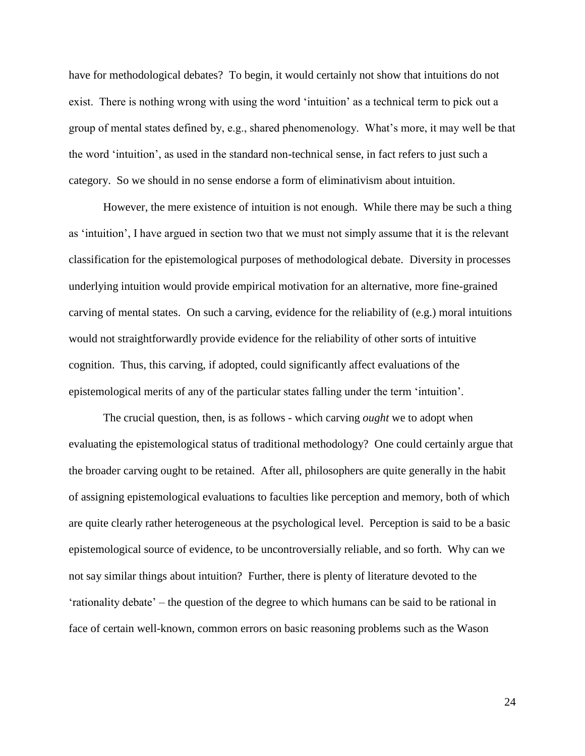have for methodological debates? To begin, it would certainly not show that intuitions do not exist. There is nothing wrong with using the word 'intuition' as a technical term to pick out a group of mental states defined by, e.g., shared phenomenology. What's more, it may well be that the word 'intuition', as used in the standard non-technical sense, in fact refers to just such a category. So we should in no sense endorse a form of eliminativism about intuition.

However, the mere existence of intuition is not enough. While there may be such a thing as 'intuition', I have argued in section two that we must not simply assume that it is the relevant classification for the epistemological purposes of methodological debate. Diversity in processes underlying intuition would provide empirical motivation for an alternative, more fine-grained carving of mental states. On such a carving, evidence for the reliability of (e.g.) moral intuitions would not straightforwardly provide evidence for the reliability of other sorts of intuitive cognition. Thus, this carving, if adopted, could significantly affect evaluations of the epistemological merits of any of the particular states falling under the term 'intuition'.

The crucial question, then, is as follows - which carving *ought* we to adopt when evaluating the epistemological status of traditional methodology? One could certainly argue that the broader carving ought to be retained. After all, philosophers are quite generally in the habit of assigning epistemological evaluations to faculties like perception and memory, both of which are quite clearly rather heterogeneous at the psychological level. Perception is said to be a basic epistemological source of evidence, to be uncontroversially reliable, and so forth. Why can we not say similar things about intuition? Further, there is plenty of literature devoted to the 'rationality debate' – the question of the degree to which humans can be said to be rational in face of certain well-known, common errors on basic reasoning problems such as the Wason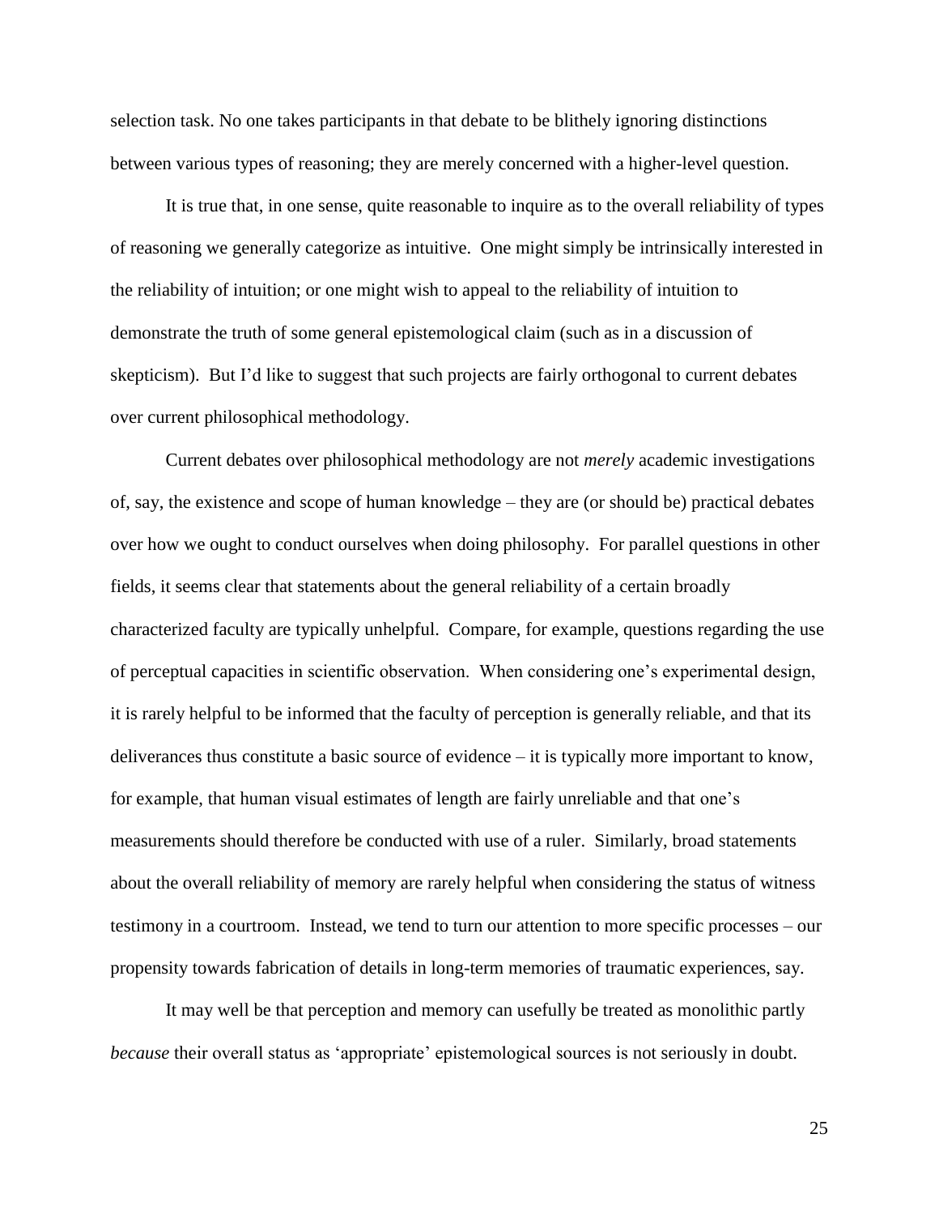selection task. No one takes participants in that debate to be blithely ignoring distinctions between various types of reasoning; they are merely concerned with a higher-level question.

It is true that, in one sense, quite reasonable to inquire as to the overall reliability of types of reasoning we generally categorize as intuitive. One might simply be intrinsically interested in the reliability of intuition; or one might wish to appeal to the reliability of intuition to demonstrate the truth of some general epistemological claim (such as in a discussion of skepticism). But I'd like to suggest that such projects are fairly orthogonal to current debates over current philosophical methodology.

Current debates over philosophical methodology are not *merely* academic investigations of, say, the existence and scope of human knowledge – they are (or should be) practical debates over how we ought to conduct ourselves when doing philosophy. For parallel questions in other fields, it seems clear that statements about the general reliability of a certain broadly characterized faculty are typically unhelpful. Compare, for example, questions regarding the use of perceptual capacities in scientific observation. When considering one's experimental design, it is rarely helpful to be informed that the faculty of perception is generally reliable, and that its deliverances thus constitute a basic source of evidence – it is typically more important to know, for example, that human visual estimates of length are fairly unreliable and that one's measurements should therefore be conducted with use of a ruler. Similarly, broad statements about the overall reliability of memory are rarely helpful when considering the status of witness testimony in a courtroom. Instead, we tend to turn our attention to more specific processes – our propensity towards fabrication of details in long-term memories of traumatic experiences, say.

It may well be that perception and memory can usefully be treated as monolithic partly *because* their overall status as 'appropriate' epistemological sources is not seriously in doubt.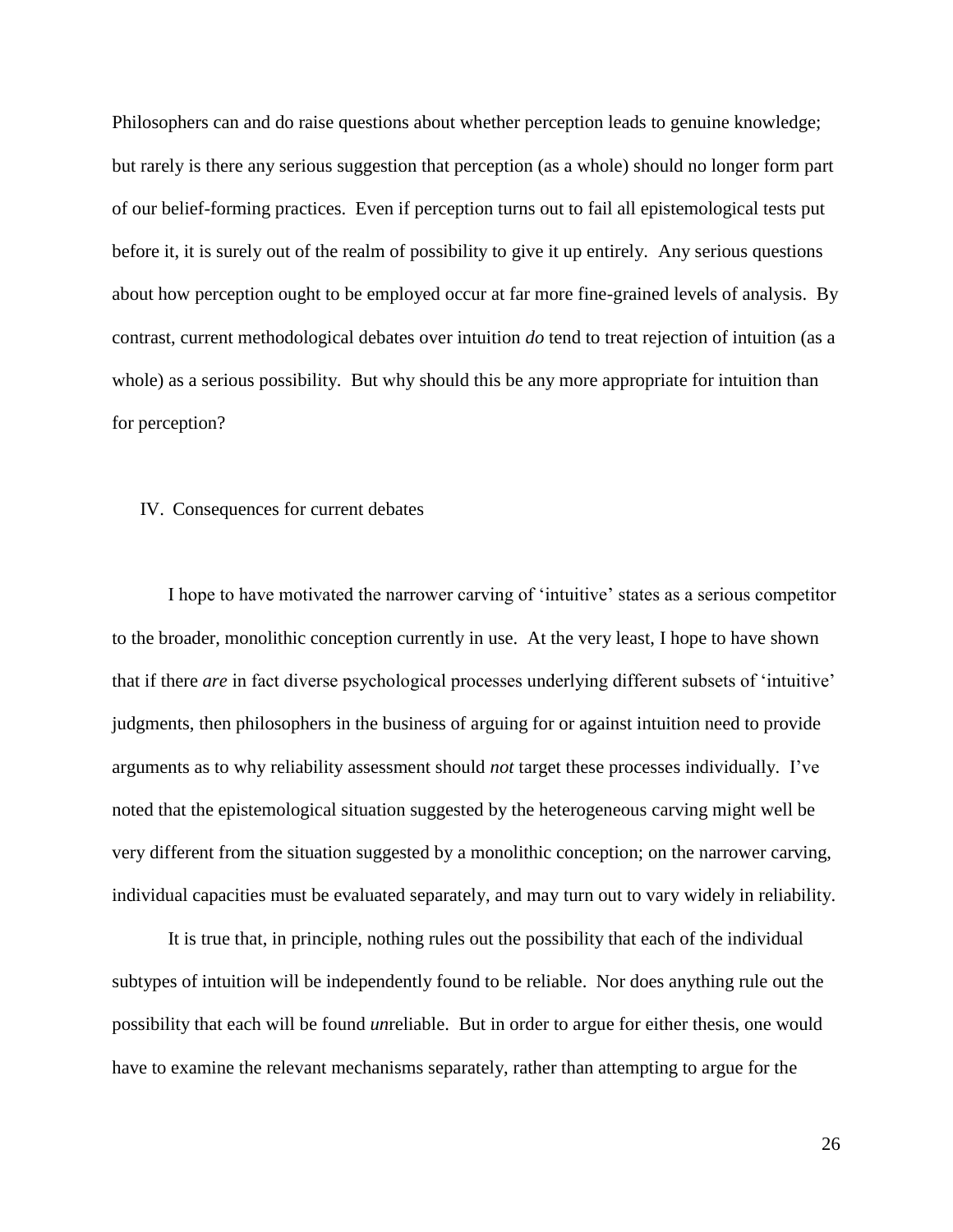Philosophers can and do raise questions about whether perception leads to genuine knowledge; but rarely is there any serious suggestion that perception (as a whole) should no longer form part of our belief-forming practices. Even if perception turns out to fail all epistemological tests put before it, it is surely out of the realm of possibility to give it up entirely. Any serious questions about how perception ought to be employed occur at far more fine-grained levels of analysis. By contrast, current methodological debates over intuition *do* tend to treat rejection of intuition (as a whole) as a serious possibility. But why should this be any more appropriate for intuition than for perception?

## IV. Consequences for current debates

I hope to have motivated the narrower carving of 'intuitive' states as a serious competitor to the broader, monolithic conception currently in use. At the very least, I hope to have shown that if there *are* in fact diverse psychological processes underlying different subsets of 'intuitive' judgments, then philosophers in the business of arguing for or against intuition need to provide arguments as to why reliability assessment should *not* target these processes individually. I've noted that the epistemological situation suggested by the heterogeneous carving might well be very different from the situation suggested by a monolithic conception; on the narrower carving, individual capacities must be evaluated separately, and may turn out to vary widely in reliability.

It is true that, in principle, nothing rules out the possibility that each of the individual subtypes of intuition will be independently found to be reliable. Nor does anything rule out the possibility that each will be found *un*reliable. But in order to argue for either thesis, one would have to examine the relevant mechanisms separately, rather than attempting to argue for the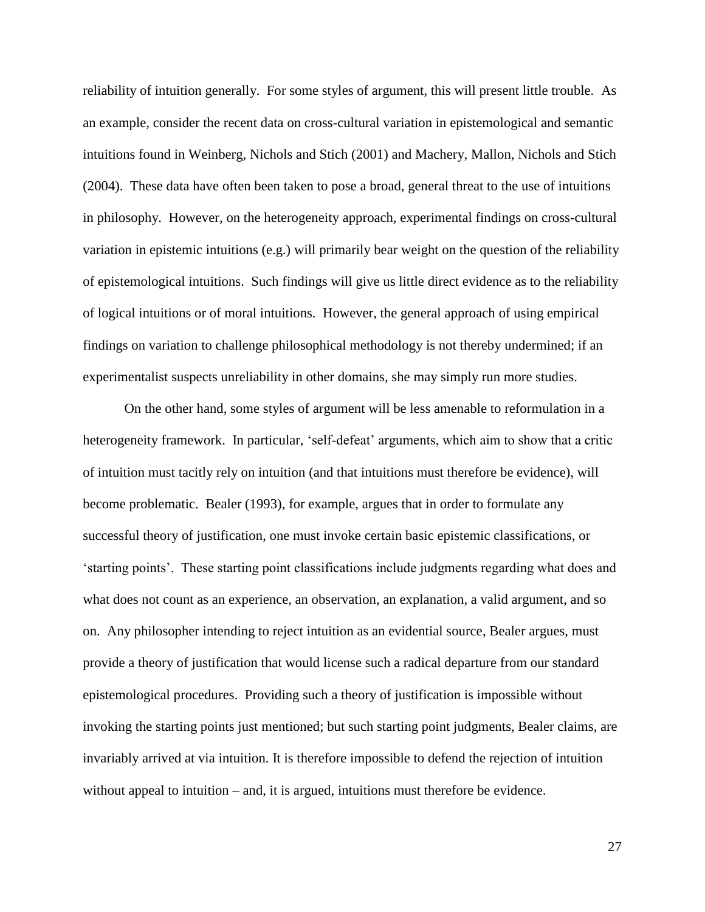reliability of intuition generally. For some styles of argument, this will present little trouble. As an example, consider the recent data on cross-cultural variation in epistemological and semantic intuitions found in Weinberg, Nichols and Stich (2001) and Machery, Mallon, Nichols and Stich (2004). These data have often been taken to pose a broad, general threat to the use of intuitions in philosophy. However, on the heterogeneity approach, experimental findings on cross-cultural variation in epistemic intuitions (e.g.) will primarily bear weight on the question of the reliability of epistemological intuitions. Such findings will give us little direct evidence as to the reliability of logical intuitions or of moral intuitions. However, the general approach of using empirical findings on variation to challenge philosophical methodology is not thereby undermined; if an experimentalist suspects unreliability in other domains, she may simply run more studies.

On the other hand, some styles of argument will be less amenable to reformulation in a heterogeneity framework. In particular, 'self-defeat' arguments, which aim to show that a critic of intuition must tacitly rely on intuition (and that intuitions must therefore be evidence), will become problematic. Bealer (1993), for example, argues that in order to formulate any successful theory of justification, one must invoke certain basic epistemic classifications, or 'starting points'. These starting point classifications include judgments regarding what does and what does not count as an experience, an observation, an explanation, a valid argument, and so on. Any philosopher intending to reject intuition as an evidential source, Bealer argues, must provide a theory of justification that would license such a radical departure from our standard epistemological procedures. Providing such a theory of justification is impossible without invoking the starting points just mentioned; but such starting point judgments, Bealer claims, are invariably arrived at via intuition. It is therefore impossible to defend the rejection of intuition without appeal to intuition – and, it is argued, intuitions must therefore be evidence.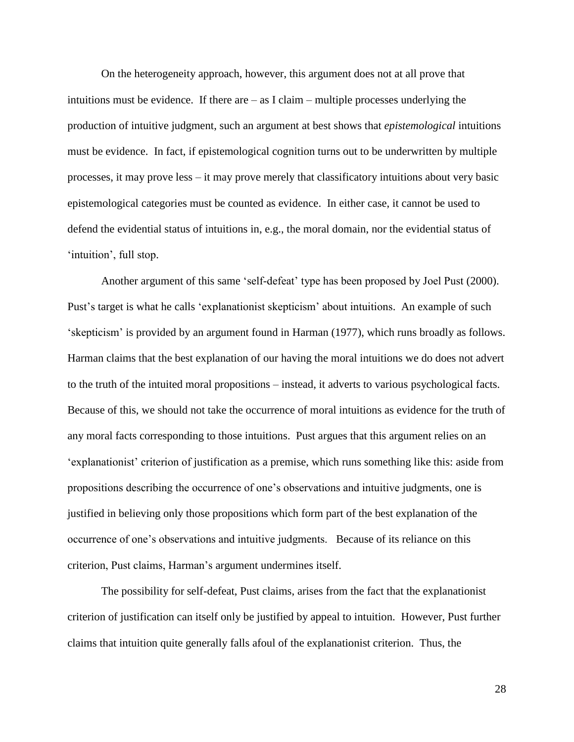On the heterogeneity approach, however, this argument does not at all prove that intuitions must be evidence. If there are – as I claim – multiple processes underlying the production of intuitive judgment, such an argument at best shows that *epistemological* intuitions must be evidence. In fact, if epistemological cognition turns out to be underwritten by multiple processes, it may prove less – it may prove merely that classificatory intuitions about very basic epistemological categories must be counted as evidence. In either case, it cannot be used to defend the evidential status of intuitions in, e.g., the moral domain, nor the evidential status of 'intuition', full stop.

Another argument of this same 'self-defeat' type has been proposed by Joel Pust (2000). Pust's target is what he calls 'explanationist skepticism' about intuitions. An example of such 'skepticism' is provided by an argument found in Harman (1977), which runs broadly as follows. Harman claims that the best explanation of our having the moral intuitions we do does not advert to the truth of the intuited moral propositions – instead, it adverts to various psychological facts. Because of this, we should not take the occurrence of moral intuitions as evidence for the truth of any moral facts corresponding to those intuitions. Pust argues that this argument relies on an 'explanationist' criterion of justification as a premise, which runs something like this: aside from propositions describing the occurrence of one's observations and intuitive judgments, one is justified in believing only those propositions which form part of the best explanation of the occurrence of one's observations and intuitive judgments. Because of its reliance on this criterion, Pust claims, Harman's argument undermines itself.

The possibility for self-defeat, Pust claims, arises from the fact that the explanationist criterion of justification can itself only be justified by appeal to intuition. However, Pust further claims that intuition quite generally falls afoul of the explanationist criterion. Thus, the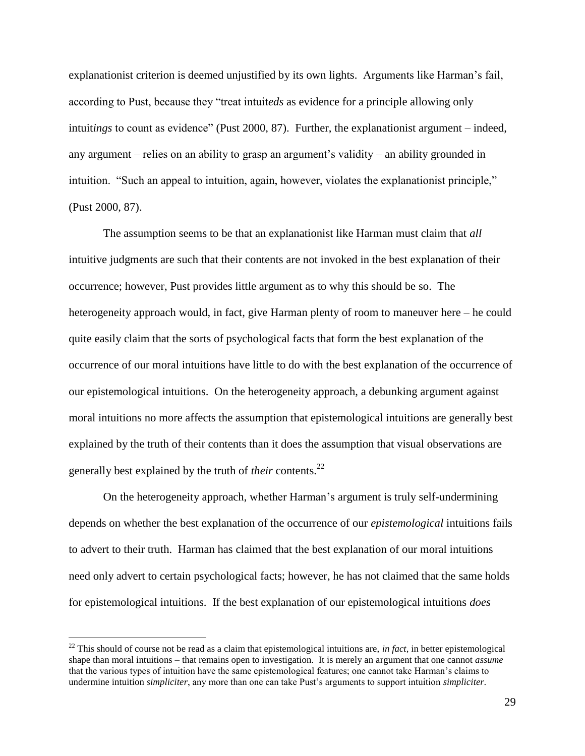explanationist criterion is deemed unjustified by its own lights. Arguments like Harman's fail, according to Pust, because they "treat intuit*eds* as evidence for a principle allowing only intuit*ings* to count as evidence" (Pust 2000, 87). Further, the explanationist argument – indeed, any argument – relies on an ability to grasp an argument's validity – an ability grounded in intuition. "Such an appeal to intuition, again, however, violates the explanationist principle," (Pust 2000, 87).

The assumption seems to be that an explanationist like Harman must claim that *all* intuitive judgments are such that their contents are not invoked in the best explanation of their occurrence; however, Pust provides little argument as to why this should be so. The heterogeneity approach would, in fact, give Harman plenty of room to maneuver here – he could quite easily claim that the sorts of psychological facts that form the best explanation of the occurrence of our moral intuitions have little to do with the best explanation of the occurrence of our epistemological intuitions. On the heterogeneity approach, a debunking argument against moral intuitions no more affects the assumption that epistemological intuitions are generally best explained by the truth of their contents than it does the assumption that visual observations are generally best explained by the truth of *their* contents.[22]

On the heterogeneity approach, whether Harman's argument is truly self-undermining depends on whether the best explanation of the occurrence of our *epistemological* intuitions fails to advert to their truth. Harman has claimed that the best explanation of our moral intuitions need only advert to certain psychological facts; however, he has not claimed that the same holds for epistemological intuitions. If the best explanation of our epistemological intuitions *does*

---

[22] This should of course not be read as a claim that epistemological intuitions are, *in fact*, in better epistemological shape than moral intuitions – that remains open to investigation. It is merely an argument that one cannot *assume* that the various types of intuition have the same epistemological features; one cannot take Harman's claims to undermine intuition *simpliciter*, any more than one can take Pust's arguments to support intuition *simpliciter*.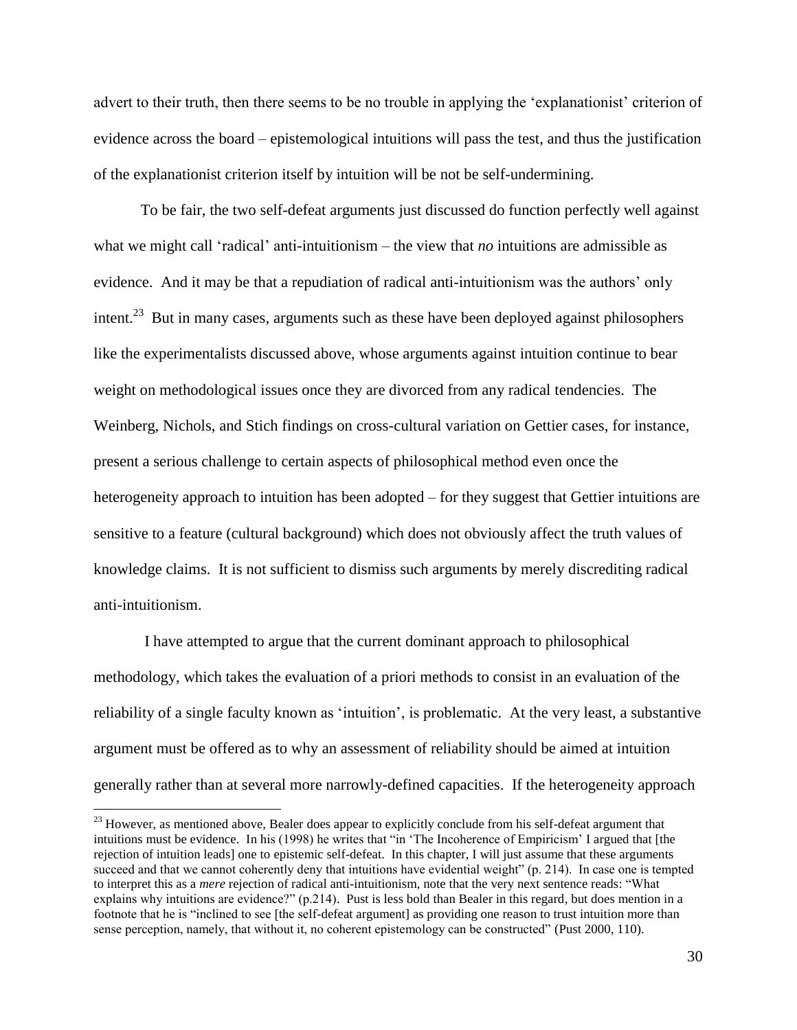advert to their truth, then there seems to be no trouble in applying the 'explanationist' criterion of evidence across the board – epistemological intuitions will pass the test, and thus the justification of the explanationist criterion itself by intuition will be not be self-undermining.

To be fair, the two self-defeat arguments just discussed do function perfectly well against what we might call 'radical' anti-intuitionism – the view that *no* intuitions are admissible as evidence. And it may be that a repudiation of radical anti-intuitionism was the authors' only intent.[23] But in many cases, arguments such as these have been deployed against philosophers like the experimentalists discussed above, whose arguments against intuition continue to bear weight on methodological issues once they are divorced from any radical tendencies. The Weinberg, Nichols, and Stich findings on cross-cultural variation on Gettier cases, for instance, present a serious challenge to certain aspects of philosophical method even once the heterogeneity approach to intuition has been adopted – for they suggest that Gettier intuitions are sensitive to a feature (cultural background) which does not obviously affect the truth values of knowledge claims. It is not sufficient to dismiss such arguments by merely discrediting radical anti-intuitionism.

I have attempted to argue that the current dominant approach to philosophical methodology, which takes the evaluation of a priori methods to consist in an evaluation of the reliability of a single faculty known as 'intuition', is problematic. At the very least, a substantive argument must be offered as to why an assessment of reliability should be aimed at intuition generally rather than at several more narrowly-defined capacities. If the heterogeneity approach

[23] However, as mentioned above, Bealer does appear to explicitly conclude from his self-defeat argument that intuitions must be evidence. In his (1998) he writes that "in 'The Incoherence of Empiricism' I argued that [the rejection of intuition leads] one to epistemic self-defeat. In this chapter, I will just assume that these arguments succeed and that we cannot coherently deny that intuitions have evidential weight" (p. 214). In case one is tempted to interpret this as a *mere* rejection of radical anti-intuitionism, note that the very next sentence reads: "What explains why intuitions are evidence?" (p.214). Pust is less bold than Bealer in this regard, but does mention in a footnote that he is "inclined to see [the self-defeat argument] as providing one reason to trust intuition more than sense perception, namely, that without it, no coherent epistemology can be constructed" (Pust 2000, 110).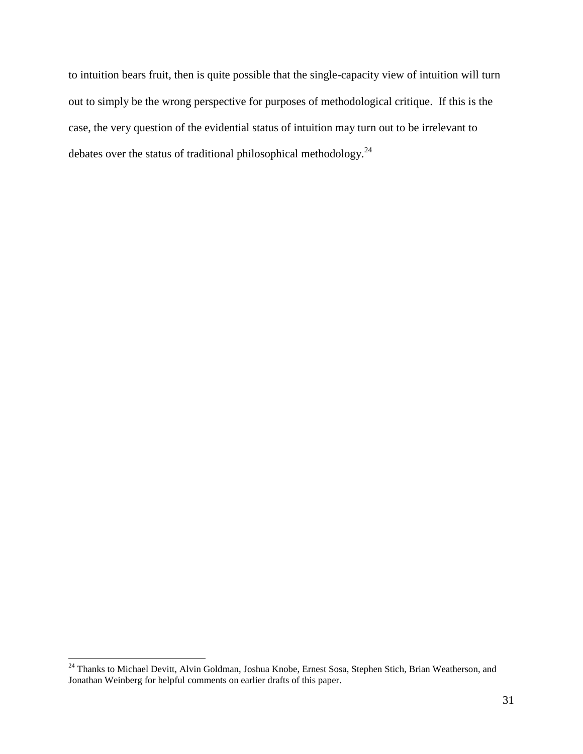to intuition bears fruit, then is quite possible that the single-capacity view of intuition will turn out to simply be the wrong perspective for purposes of methodological critique. If this is the case, the very question of the evidential status of intuition may turn out to be irrelevant to debates over the status of traditional philosophical methodology.[24]

---

[24] Thanks to Michael Devitt, Alvin Goldman, Joshua Knobe, Ernest Sosa, Stephen Stich, Brian Weatherson, and Jonathan Weinberg for helpful comments on earlier drafts of this paper.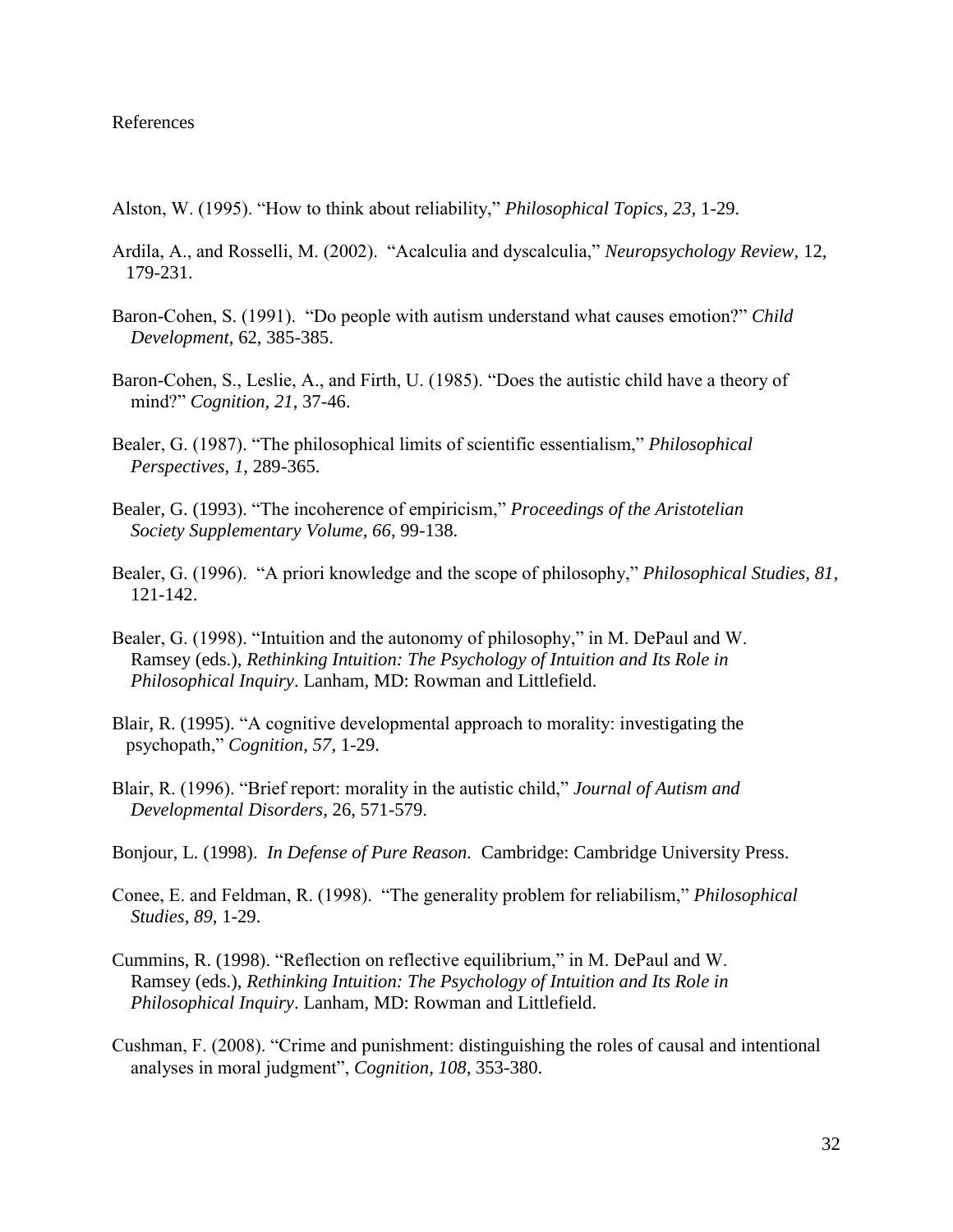References

Alston, W. (1995). "How to think about reliability," *Philosophical Topics, 23*, 1-29.

Ardila, A., and Rosselli, M. (2002). "Acalculia and dyscalculia," *Neuropsychology Review*, 12, 179-231.

Baron-Cohen, S. (1991). "Do people with autism understand what causes emotion?" *Child Development*, 62, 385-385.

Baron-Cohen, S., Leslie, A., and Firth, U. (1985). "Does the autistic child have a theory of mind?" *Cognition, 21*, 37-46.

Bealer, G. (1987). "The philosophical limits of scientific essentialism," *Philosophical Perspectives, 1*, 289-365.

Bealer, G. (1993). "The incoherence of empiricism," *Proceedings of the Aristotelian Society Supplementary Volume, 66*, 99-138.

Bealer, G. (1996). "A priori knowledge and the scope of philosophy," *Philosophical Studies, 81*, 121-142.

Bealer, G. (1998). "Intuition and the autonomy of philosophy," in M. DePaul and W. Ramsey (eds.), *Rethinking Intuition: The Psychology of Intuition and Its Role in Philosophical Inquiry*. Lanham, MD: Rowman and Littlefield.

Blair, R. (1995). "A cognitive developmental approach to morality: investigating the psychopath," *Cognition, 57*, 1-29.

Blair, R. (1996). "Brief report: morality in the autistic child," *Journal of Autism and Developmental Disorders*, 26, 571-579.

Bonjour, L. (1998). *In Defense of Pure Reason.* Cambridge: Cambridge University Press.

Conee, E. and Feldman, R. (1998). "The generality problem for reliabilism," *Philosophical Studies, 89*, 1-29.

Cummins, R. (1998). "Reflection on reflective equilibrium," in M. DePaul and W. Ramsey (eds.), *Rethinking Intuition: The Psychology of Intuition and Its Role in Philosophical Inquiry*. Lanham, MD: Rowman and Littlefield.

Cushman, F. (2008). "Crime and punishment: distinguishing the roles of causal and intentional analyses in moral judgment", *Cognition, 108*, 353-380.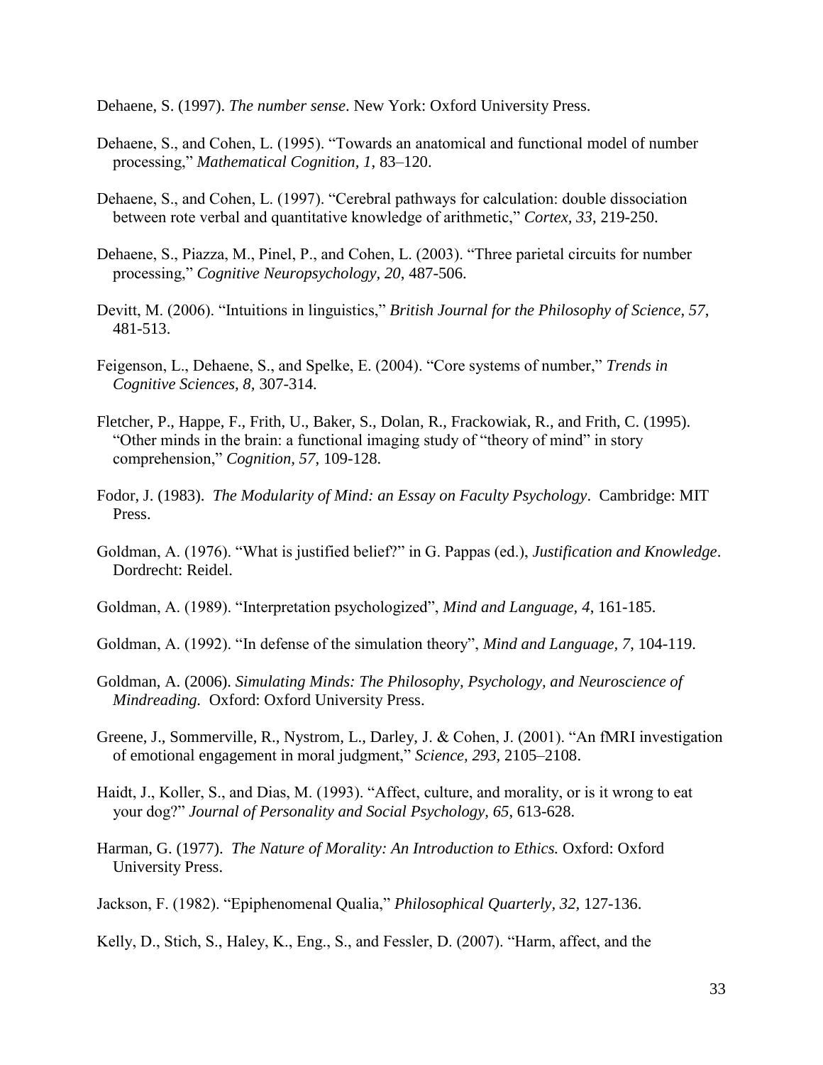Dehaene, S. (1997). *The number sense*. New York: Oxford University Press.

Dehaene, S., and Cohen, L. (1995). "Towards an anatomical and functional model of number processing," *Mathematical Cognition, 1*, 83–120.

Dehaene, S., and Cohen, L. (1997). "Cerebral pathways for calculation: double dissociation between rote verbal and quantitative knowledge of arithmetic," *Cortex, 33*, 219-250.

Dehaene, S., Piazza, M., Pinel, P., and Cohen, L. (2003). "Three parietal circuits for number processing," *Cognitive Neuropsychology, 20*, 487-506.

Devitt, M. (2006). "Intuitions in linguistics," *British Journal for the Philosophy of Science, 57*, 481-513.

Feigenson, L., Dehaene, S., and Spelke, E. (2004). "Core systems of number," *Trends in Cognitive Sciences, 8,* 307-314.

Fletcher, P., Happe, F., Frith, U., Baker, S., Dolan, R., Frackowiak, R., and Frith, C. (1995). "Other minds in the brain: a functional imaging study of "theory of mind" in story comprehension," *Cognition, 57*, 109-128.

Fodor, J. (1983). *The Modularity of Mind: an Essay on Faculty Psychology*. Cambridge: MIT Press.

Goldman, A. (1976). "What is justified belief?" in G. Pappas (ed.), *Justification and Knowledge*. Dordrecht: Reidel.

Goldman, A. (1989). "Interpretation psychologized", *Mind and Language, 4*, 161-185.

Goldman, A. (1992). "In defense of the simulation theory", *Mind and Language, 7,* 104-119.

Goldman, A. (2006). *Simulating Minds: The Philosophy, Psychology, and Neuroscience of Mindreading.* Oxford: Oxford University Press.

Greene, J., Sommerville, R., Nystrom, L., Darley, J. & Cohen, J. (2001). "An fMRI investigation of emotional engagement in moral judgment," *Science, 293,* 2105–2108.

Haidt, J., Koller, S., and Dias, M. (1993). "Affect, culture, and morality, or is it wrong to eat your dog?" *Journal of Personality and Social Psychology, 65*, 613-628.

Harman, G. (1977). *The Nature of Morality: An Introduction to Ethics.* Oxford: Oxford University Press.

Jackson, F. (1982). "Epiphenomenal Qualia," *Philosophical Quarterly, 32,* 127-136.

Kelly, D., Stich, S., Haley, K., Eng., S., and Fessler, D. (2007). "Harm, affect, and the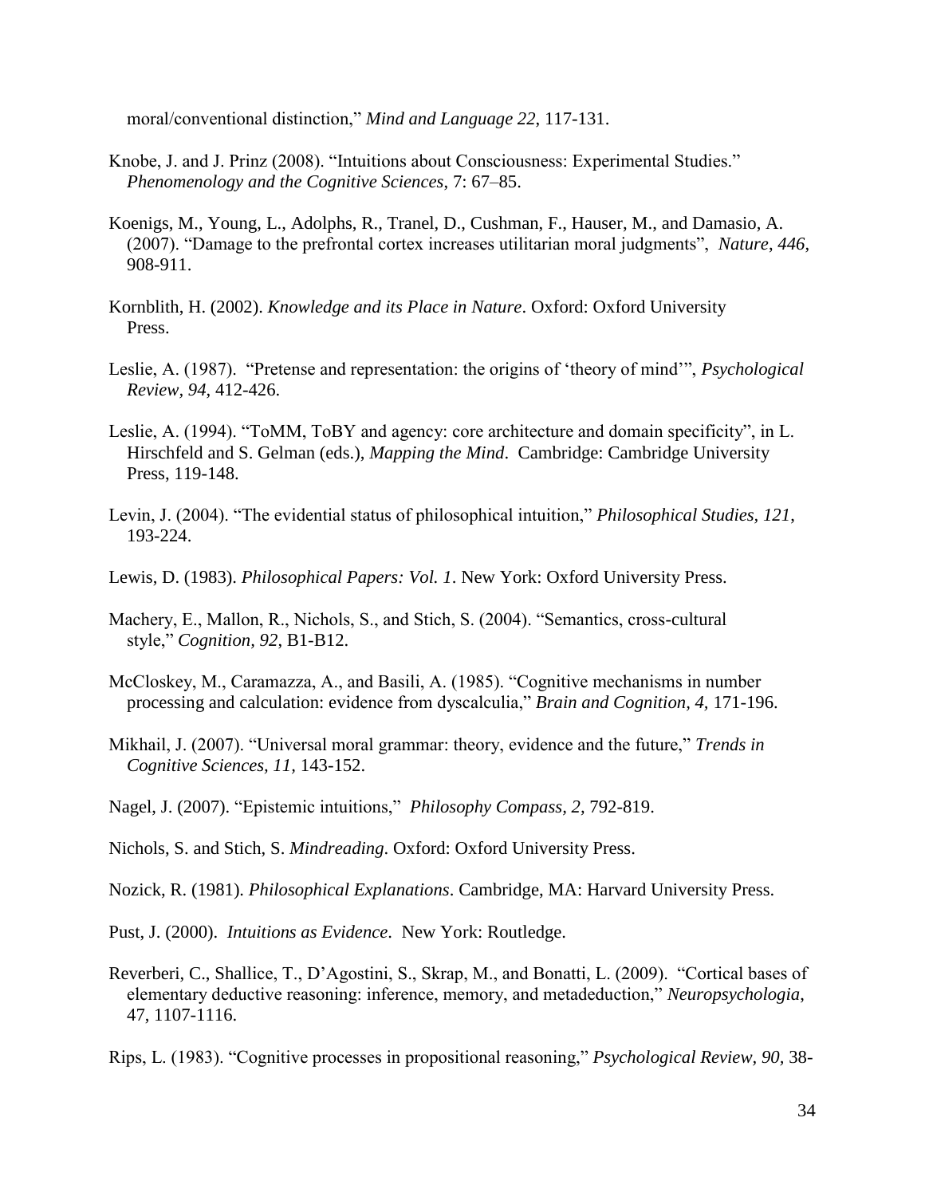moral/conventional distinction," *Mind and Language 22*, 117-131.

Knobe, J. and J. Prinz (2008). "Intuitions about Consciousness: Experimental Studies." *Phenomenology and the Cognitive Sciences*, 7: 67–85.

Koenigs, M., Young, L., Adolphs, R., Tranel, D., Cushman, F., Hauser, M., and Damasio, A. (2007). "Damage to the prefrontal cortex increases utilitarian moral judgments", *Nature, 446*, 908-911.

Kornblith, H. (2002). *Knowledge and its Place in Nature*. Oxford: Oxford University Press.

Leslie, A. (1987). "Pretense and representation: the origins of 'theory of mind'", *Psychological Review, 94*, 412-426.

Leslie, A. (1994). "ToMM, ToBY and agency: core architecture and domain specificity", in L. Hirschfeld and S. Gelman (eds.), *Mapping the Mind*. Cambridge: Cambridge University Press, 119-148.

Levin, J. (2004). "The evidential status of philosophical intuition," *Philosophical Studies, 121*, 193-224.

Lewis, D. (1983). *Philosophical Papers: Vol. 1*. New York: Oxford University Press.

Machery, E., Mallon, R., Nichols, S., and Stich, S. (2004). "Semantics, cross-cultural style," *Cognition, 92*, B1-B12.

McCloskey, M., Caramazza, A., and Basili, A. (1985). "Cognitive mechanisms in number processing and calculation: evidence from dyscalculia," *Brain and Cognition, 4,* 171-196.

Mikhail, J. (2007). "Universal moral grammar: theory, evidence and the future," *Trends in Cognitive Sciences, 11,* 143-152.

Nagel, J. (2007). "Epistemic intuitions," *Philosophy Compass, 2,* 792-819.

Nichols, S. and Stich, S. *Mindreading*. Oxford: Oxford University Press.

Nozick, R. (1981). *Philosophical Explanations*. Cambridge, MA: Harvard University Press.

Pust, J. (2000). *Intuitions as Evidence*. New York: Routledge.

Reverberi, C., Shallice, T., D'Agostini, S., Skrap, M., and Bonatti, L. (2009). "Cortical bases of elementary deductive reasoning: inference, memory, and metadeduction," *Neuropsychologia*, 47, 1107-1116.

Rips, L. (1983). "Cognitive processes in propositional reasoning," *Psychological Review, 90,* 38-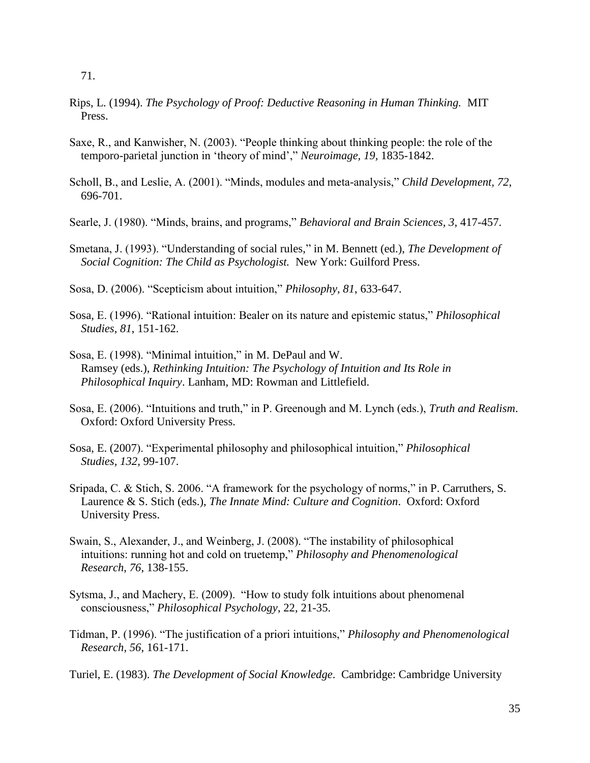71.

Rips, L. (1994). *The Psychology of Proof: Deductive Reasoning in Human Thinking.* MIT Press.

Saxe, R., and Kanwisher, N. (2003). "People thinking about thinking people: the role of the temporo-parietal junction in 'theory of mind'," *Neuroimage, 19,* 1835-1842.

Scholl, B., and Leslie, A. (2001). "Minds, modules and meta-analysis," *Child Development, 72,* 696-701.

Searle, J. (1980). "Minds, brains, and programs," *Behavioral and Brain Sciences, 3*, 417-457.

Smetana, J. (1993). "Understanding of social rules," in M. Bennett (ed.), *The Development of Social Cognition: The Child as Psychologist.* New York: Guilford Press.

Sosa, D. (2006). "Scepticism about intuition," *Philosophy, 81*, 633-647.

Sosa, E. (1996). "Rational intuition: Bealer on its nature and epistemic status," *Philosophical Studies, 81*, 151-162.

Sosa, E. (1998). "Minimal intuition," in M. DePaul and W. Ramsey (eds.), *Rethinking Intuition: The Psychology of Intuition and Its Role in Philosophical Inquiry*. Lanham, MD: Rowman and Littlefield.

Sosa, E. (2006). "Intuitions and truth," in P. Greenough and M. Lynch (eds.), *Truth and Realism*. Oxford: Oxford University Press.

Sosa, E. (2007). "Experimental philosophy and philosophical intuition," *Philosophical Studies, 132*, 99-107.

Sripada, C. & Stich, S. 2006. "A framework for the psychology of norms," in P. Carruthers, S. Laurence & S. Stich (eds.), *The Innate Mind: Culture and Cognition*. Oxford: Oxford University Press.

Swain, S., Alexander, J., and Weinberg, J. (2008). "The instability of philosophical intuitions: running hot and cold on truetemp," *Philosophy and Phenomenological Research, 76,* 138-155.

Sytsma, J., and Machery, E. (2009). "How to study folk intuitions about phenomenal consciousness," *Philosophical Psychology*, 22, 21-35.

Tidman, P. (1996). "The justification of a priori intuitions," *Philosophy and Phenomenological Research, 56,* 161-171.

Turiel, E. (1983). *The Development of Social Knowledge*. Cambridge: Cambridge University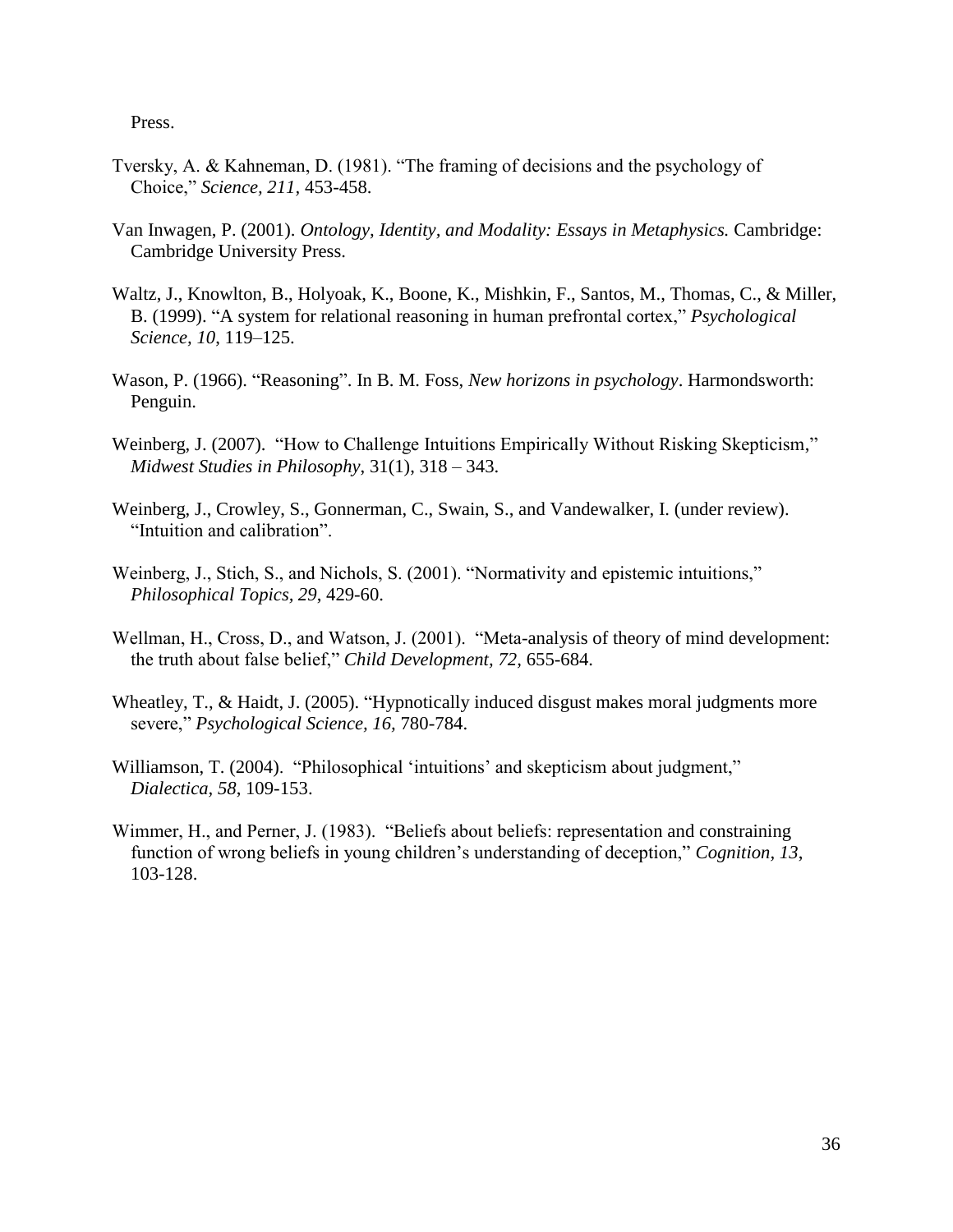Press.

Tversky, A. & Kahneman, D. (1981). "The framing of decisions and the psychology of Choice," *Science, 211*, 453-458.

Van Inwagen, P. (2001). *Ontology, Identity, and Modality: Essays in Metaphysics.* Cambridge: Cambridge University Press.

Waltz, J., Knowlton, B., Holyoak, K., Boone, K., Mishkin, F., Santos, M., Thomas, C., & Miller, B. (1999). "A system for relational reasoning in human prefrontal cortex," *Psychological Science, 10*, 119–125.

Wason, P. (1966). "Reasoning". In B. M. Foss, *New horizons in psychology*. Harmondsworth: Penguin.

Weinberg, J. (2007). "How to Challenge Intuitions Empirically Without Risking Skepticism," *Midwest Studies in Philosophy*, 31(1), 318 – 343.

Weinberg, J., Crowley, S., Gonnerman, C., Swain, S., and Vandewalker, I. (under review). "Intuition and calibration".

Weinberg, J., Stich, S., and Nichols, S. (2001). "Normativity and epistemic intuitions," *Philosophical Topics, 29*, 429-60.

Wellman, H., Cross, D., and Watson, J. (2001). "Meta-analysis of theory of mind development: the truth about false belief," *Child Development, 72*, 655-684.

Wheatley, T., & Haidt, J. (2005). "Hypnotically induced disgust makes moral judgments more severe," *Psychological Science, 16,* 780-784.

Williamson, T. (2004). "Philosophical 'intuitions' and skepticism about judgment," *Dialectica, 58*, 109-153.

Wimmer, H., and Perner, J. (1983). "Beliefs about beliefs: representation and constraining function of wrong beliefs in young children's understanding of deception," *Cognition, 13*, 103-128.